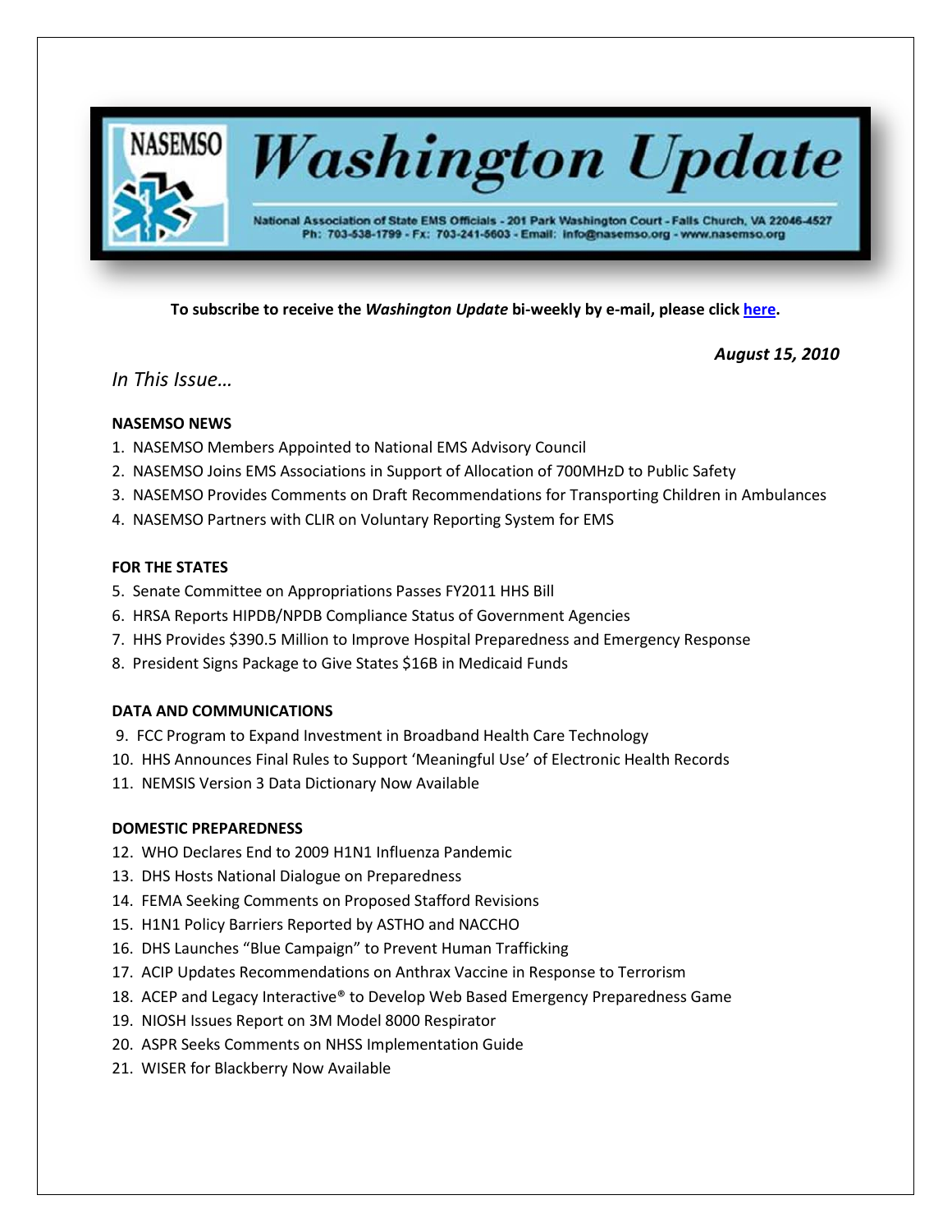# Washington Update

NASEMSO

National Association of State EMS Officials - 201 Park Washington Court - Falls Church, VA 22046-4527
Ph: 703-538-1799 - Fx: 703-241-5603 - Email: info@nasemso.org - www.nasemso.org

**To subscribe to receive the *Washington Update* bi-weekly by e-mail, please click [here](#).**

***August 15, 2010***

*In This Issue…*

**NASEMSO NEWS**

1. NASEMSO Members Appointed to National EMS Advisory Council
2. NASEMSO Joins EMS Associations in Support of Allocation of 700MHzD to Public Safety
3. NASEMSO Provides Comments on Draft Recommendations for Transporting Children in Ambulances
4. NASEMSO Partners with CLIR on Voluntary Reporting System for EMS

**FOR THE STATES**

5. Senate Committee on Appropriations Passes FY2011 HHS Bill
6. HRSA Reports HIPDB/NPDB Compliance Status of Government Agencies
7. HHS Provides $390.5 Million to Improve Hospital Preparedness and Emergency Response
8. President Signs Package to Give States $16B in Medicaid Funds

**DATA AND COMMUNICATIONS**

9. FCC Program to Expand Investment in Broadband Health Care Technology
10. HHS Announces Final Rules to Support 'Meaningful Use' of Electronic Health Records
11. NEMSIS Version 3 Data Dictionary Now Available

**DOMESTIC PREPAREDNESS**

12. WHO Declares End to 2009 H1N1 Influenza Pandemic
13. DHS Hosts National Dialogue on Preparedness
14. FEMA Seeking Comments on Proposed Stafford Revisions
15. H1N1 Policy Barriers Reported by ASTHO and NACCHO
16. DHS Launches "Blue Campaign" to Prevent Human Trafficking
17. ACIP Updates Recommendations on Anthrax Vaccine in Response to Terrorism
18. ACEP and Legacy Interactive® to Develop Web Based Emergency Preparedness Game
19. NIOSH Issues Report on 3M Model 8000 Respirator
20. ASPR Seeks Comments on NHSS Implementation Guide
21. WISER for Blackberry Now Available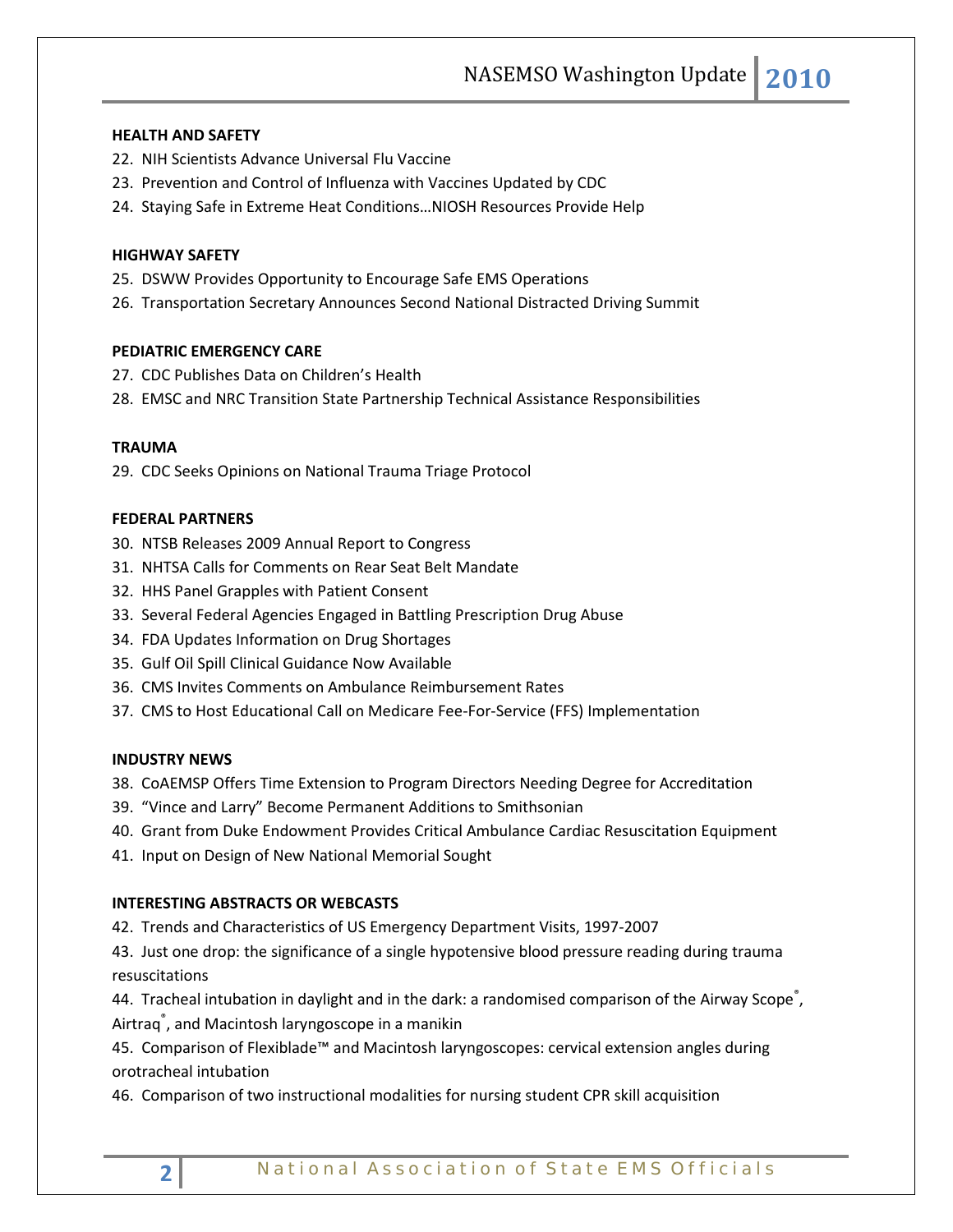**HEALTH AND SAFETY**

22. NIH Scientists Advance Universal Flu Vaccine
23. Prevention and Control of Influenza with Vaccines Updated by CDC
24. Staying Safe in Extreme Heat Conditions…NIOSH Resources Provide Help

**HIGHWAY SAFETY**

25. DSWW Provides Opportunity to Encourage Safe EMS Operations
26. Transportation Secretary Announces Second National Distracted Driving Summit

**PEDIATRIC EMERGENCY CARE**

27. CDC Publishes Data on Children's Health
28. EMSC and NRC Transition State Partnership Technical Assistance Responsibilities

**TRAUMA**

29. CDC Seeks Opinions on National Trauma Triage Protocol

**FEDERAL PARTNERS**

30. NTSB Releases 2009 Annual Report to Congress
31. NHTSA Calls for Comments on Rear Seat Belt Mandate
32. HHS Panel Grapples with Patient Consent
33. Several Federal Agencies Engaged in Battling Prescription Drug Abuse
34. FDA Updates Information on Drug Shortages
35. Gulf Oil Spill Clinical Guidance Now Available
36. CMS Invites Comments on Ambulance Reimbursement Rates
37. CMS to Host Educational Call on Medicare Fee-For-Service (FFS) Implementation

**INDUSTRY NEWS**

38. CoAEMSP Offers Time Extension to Program Directors Needing Degree for Accreditation
39. "Vince and Larry" Become Permanent Additions to Smithsonian
40. Grant from Duke Endowment Provides Critical Ambulance Cardiac Resuscitation Equipment
41. Input on Design of New National Memorial Sought

**INTERESTING ABSTRACTS OR WEBCASTS**

42. Trends and Characteristics of US Emergency Department Visits, 1997-2007
43. Just one drop: the significance of a single hypotensive blood pressure reading during trauma resuscitations
44. Tracheal intubation in daylight and in the dark: a randomised comparison of the Airway Scope®, Airtraq®, and Macintosh laryngoscope in a manikin
45. Comparison of Flexiblade™ and Macintosh laryngoscopes: cervical extension angles during orotracheal intubation
46. Comparison of two instructional modalities for nursing student CPR skill acquisition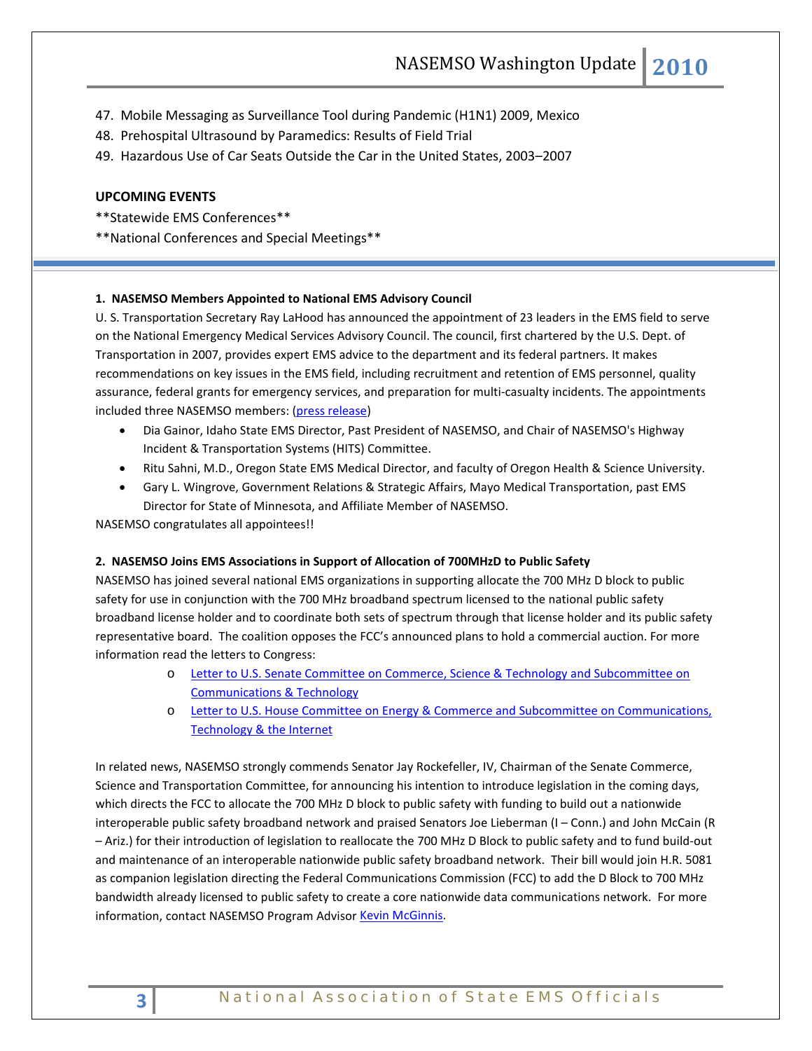47. Mobile Messaging as Surveillance Tool during Pandemic (H1N1) 2009, Mexico
48. Prehospital Ultrasound by Paramedics: Results of Field Trial
49. Hazardous Use of Car Seats Outside the Car in the United States, 2003–2007

**UPCOMING EVENTS**

**Statewide EMS Conferences**

**National Conferences and Special Meetings**

---

**1. NASEMSO Members Appointed to National EMS Advisory Council**

U. S. Transportation Secretary Ray LaHood has announced the appointment of 23 leaders in the EMS field to serve on the National Emergency Medical Services Advisory Council. The council, first chartered by the U.S. Dept. of Transportation in 2007, provides expert EMS advice to the department and its federal partners. It makes recommendations on key issues in the EMS field, including recruitment and retention of EMS personnel, quality assurance, federal grants for emergency services, and preparation for multi-casualty incidents. The appointments included three NASEMSO members: (press release)

- Dia Gainor, Idaho State EMS Director, Past President of NASEMSO, and Chair of NASEMSO's Highway Incident & Transportation Systems (HITS) Committee.
- Ritu Sahni, M.D., Oregon State EMS Medical Director, and faculty of Oregon Health & Science University.
- Gary L. Wingrove, Government Relations & Strategic Affairs, Mayo Medical Transportation, past EMS Director for State of Minnesota, and Affiliate Member of NASEMSO.

NASEMSO congratulates all appointees!!

**2. NASEMSO Joins EMS Associations in Support of Allocation of 700MHzD to Public Safety**

NASEMSO has joined several national EMS organizations in supporting allocate the 700 MHz D block to public safety for use in conjunction with the 700 MHz broadband spectrum licensed to the national public safety broadband license holder and to coordinate both sets of spectrum through that license holder and its public safety representative board. The coalition opposes the FCC's announced plans to hold a commercial auction. For more information read the letters to Congress:

- Letter to U.S. Senate Committee on Commerce, Science & Technology and Subcommittee on Communications & Technology
- Letter to U.S. House Committee on Energy & Commerce and Subcommittee on Communications, Technology & the Internet

In related news, NASEMSO strongly commends Senator Jay Rockefeller, IV, Chairman of the Senate Commerce, Science and Transportation Committee, for announcing his intention to introduce legislation in the coming days, which directs the FCC to allocate the 700 MHz D block to public safety with funding to build out a nationwide interoperable public safety broadband network and praised Senators Joe Lieberman (I – Conn.) and John McCain (R – Ariz.) for their introduction of legislation to reallocate the 700 MHz D Block to public safety and to fund build-out and maintenance of an interoperable nationwide public safety broadband network. Their bill would join H.R. 5081 as companion legislation directing the Federal Communications Commission (FCC) to add the D Block to 700 MHz bandwidth already licensed to public safety to create a core nationwide data communications network. For more information, contact NASEMSO Program Advisor Kevin McGinnis.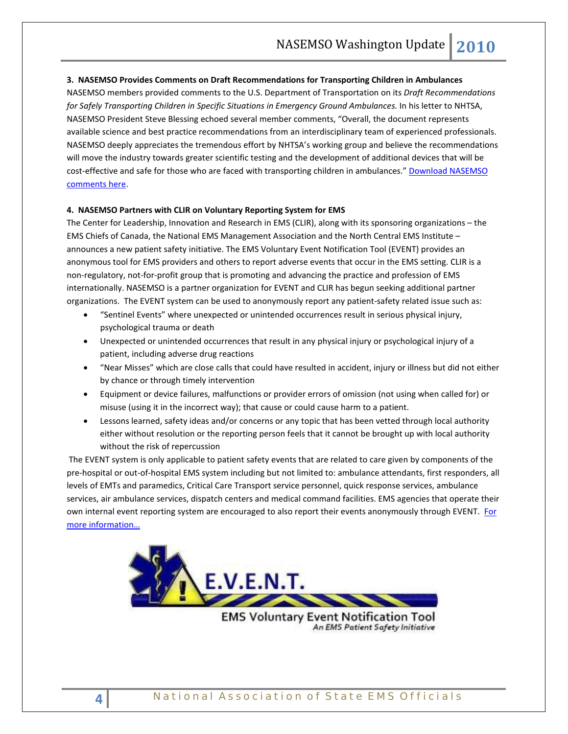**3. NASEMSO Provides Comments on Draft Recommendations for Transporting Children in Ambulances**

NASEMSO members provided comments to the U.S. Department of Transportation on its *Draft Recommendations for Safely Transporting Children in Specific Situations in Emergency Ground Ambulances.* In his letter to NHTSA, NASEMSO President Steve Blessing echoed several member comments, "Overall, the document represents available science and best practice recommendations from an interdisciplinary team of experienced professionals. NASEMSO deeply appreciates the tremendous effort by NHTSA's working group and believe the recommendations will move the industry towards greater scientific testing and the development of additional devices that will be cost-effective and safe for those who are faced with transporting children in ambulances." Download NASEMSO comments here.

**4. NASEMSO Partners with CLIR on Voluntary Reporting System for EMS**

The Center for Leadership, Innovation and Research in EMS (CLIR), along with its sponsoring organizations – the EMS Chiefs of Canada, the National EMS Management Association and the North Central EMS Institute – announces a new patient safety initiative. The EMS Voluntary Event Notification Tool (EVENT) provides an anonymous tool for EMS providers and others to report adverse events that occur in the EMS setting. CLIR is a non-regulatory, not-for-profit group that is promoting and advancing the practice and profession of EMS internationally. NASEMSO is a partner organization for EVENT and CLIR has begun seeking additional partner organizations. The EVENT system can be used to anonymously report any patient-safety related issue such as:

- "Sentinel Events" where unexpected or unintended occurrences result in serious physical injury, psychological trauma or death
- Unexpected or unintended occurrences that result in any physical injury or psychological injury of a patient, including adverse drug reactions
- "Near Misses" which are close calls that could have resulted in accident, injury or illness but did not either by chance or through timely intervention
- Equipment or device failures, malfunctions or provider errors of omission (not using when called for) or misuse (using it in the incorrect way); that cause or could cause harm to a patient.
- Lessons learned, safety ideas and/or concerns or any topic that has been vetted through local authority either without resolution or the reporting person feels that it cannot be brought up with local authority without the risk of repercussion

The EVENT system is only applicable to patient safety events that are related to care given by components of the pre-hospital or out-of-hospital EMS system including but not limited to: ambulance attendants, first responders, all levels of EMTs and paramedics, Critical Care Transport service personnel, quick response services, ambulance services, air ambulance services, dispatch centers and medical command facilities. EMS agencies that operate their own internal event reporting system are encouraged to also report their events anonymously through EVENT. For more information…

E.V.E.N.T.

EMS Voluntary Event Notification Tool

*An EMS Patient Safety Initiative*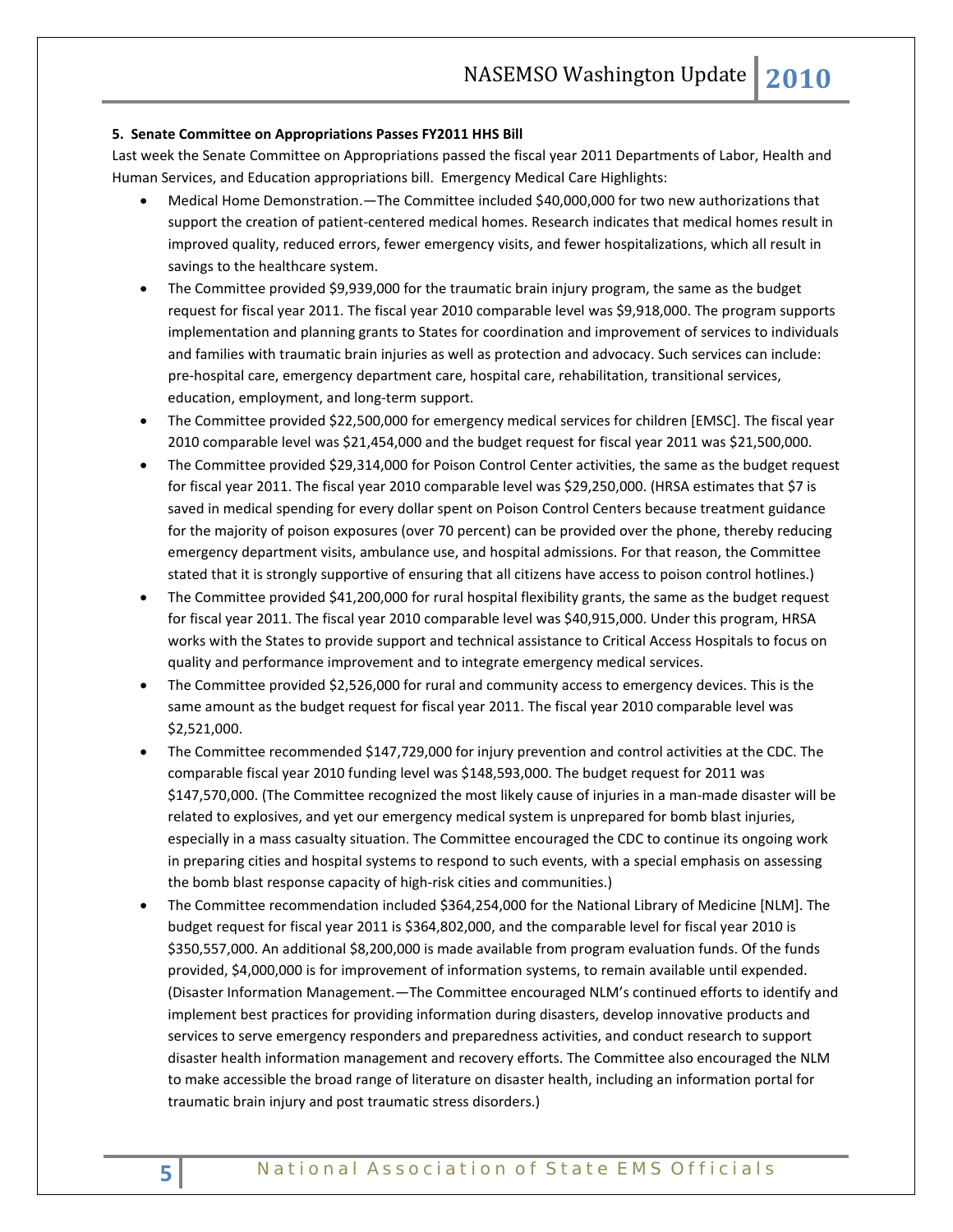**5. Senate Committee on Appropriations Passes FY2011 HHS Bill**

Last week the Senate Committee on Appropriations passed the fiscal year 2011 Departments of Labor, Health and Human Services, and Education appropriations bill. Emergency Medical Care Highlights:

- Medical Home Demonstration.—The Committee included $40,000,000 for two new authorizations that support the creation of patient-centered medical homes. Research indicates that medical homes result in improved quality, reduced errors, fewer emergency visits, and fewer hospitalizations, which all result in savings to the healthcare system.
- The Committee provided $9,939,000 for the traumatic brain injury program, the same as the budget request for fiscal year 2011. The fiscal year 2010 comparable level was $9,918,000. The program supports implementation and planning grants to States for coordination and improvement of services to individuals and families with traumatic brain injuries as well as protection and advocacy. Such services can include: pre-hospital care, emergency department care, hospital care, rehabilitation, transitional services, education, employment, and long-term support.
- The Committee provided $22,500,000 for emergency medical services for children [EMSC]. The fiscal year 2010 comparable level was $21,454,000 and the budget request for fiscal year 2011 was $21,500,000.
- The Committee provided $29,314,000 for Poison Control Center activities, the same as the budget request for fiscal year 2011. The fiscal year 2010 comparable level was $29,250,000. (HRSA estimates that $7 is saved in medical spending for every dollar spent on Poison Control Centers because treatment guidance for the majority of poison exposures (over 70 percent) can be provided over the phone, thereby reducing emergency department visits, ambulance use, and hospital admissions. For that reason, the Committee stated that it is strongly supportive of ensuring that all citizens have access to poison control hotlines.)
- The Committee provided $41,200,000 for rural hospital flexibility grants, the same as the budget request for fiscal year 2011. The fiscal year 2010 comparable level was $40,915,000. Under this program, HRSA works with the States to provide support and technical assistance to Critical Access Hospitals to focus on quality and performance improvement and to integrate emergency medical services.
- The Committee provided $2,526,000 for rural and community access to emergency devices. This is the same amount as the budget request for fiscal year 2011. The fiscal year 2010 comparable level was $2,521,000.
- The Committee recommended $147,729,000 for injury prevention and control activities at the CDC. The comparable fiscal year 2010 funding level was $148,593,000. The budget request for 2011 was $147,570,000. (The Committee recognized the most likely cause of injuries in a man-made disaster will be related to explosives, and yet our emergency medical system is unprepared for bomb blast injuries, especially in a mass casualty situation. The Committee encouraged the CDC to continue its ongoing work in preparing cities and hospital systems to respond to such events, with a special emphasis on assessing the bomb blast response capacity of high-risk cities and communities.)
- The Committee recommendation included $364,254,000 for the National Library of Medicine [NLM]. The budget request for fiscal year 2011 is $364,802,000, and the comparable level for fiscal year 2010 is $350,557,000. An additional $8,200,000 is made available from program evaluation funds. Of the funds provided, $4,000,000 is for improvement of information systems, to remain available until expended. (Disaster Information Management.—The Committee encouraged NLM's continued efforts to identify and implement best practices for providing information during disasters, develop innovative products and services to serve emergency responders and preparedness activities, and conduct research to support disaster health information management and recovery efforts. The Committee also encouraged the NLM to make accessible the broad range of literature on disaster health, including an information portal for traumatic brain injury and post traumatic stress disorders.)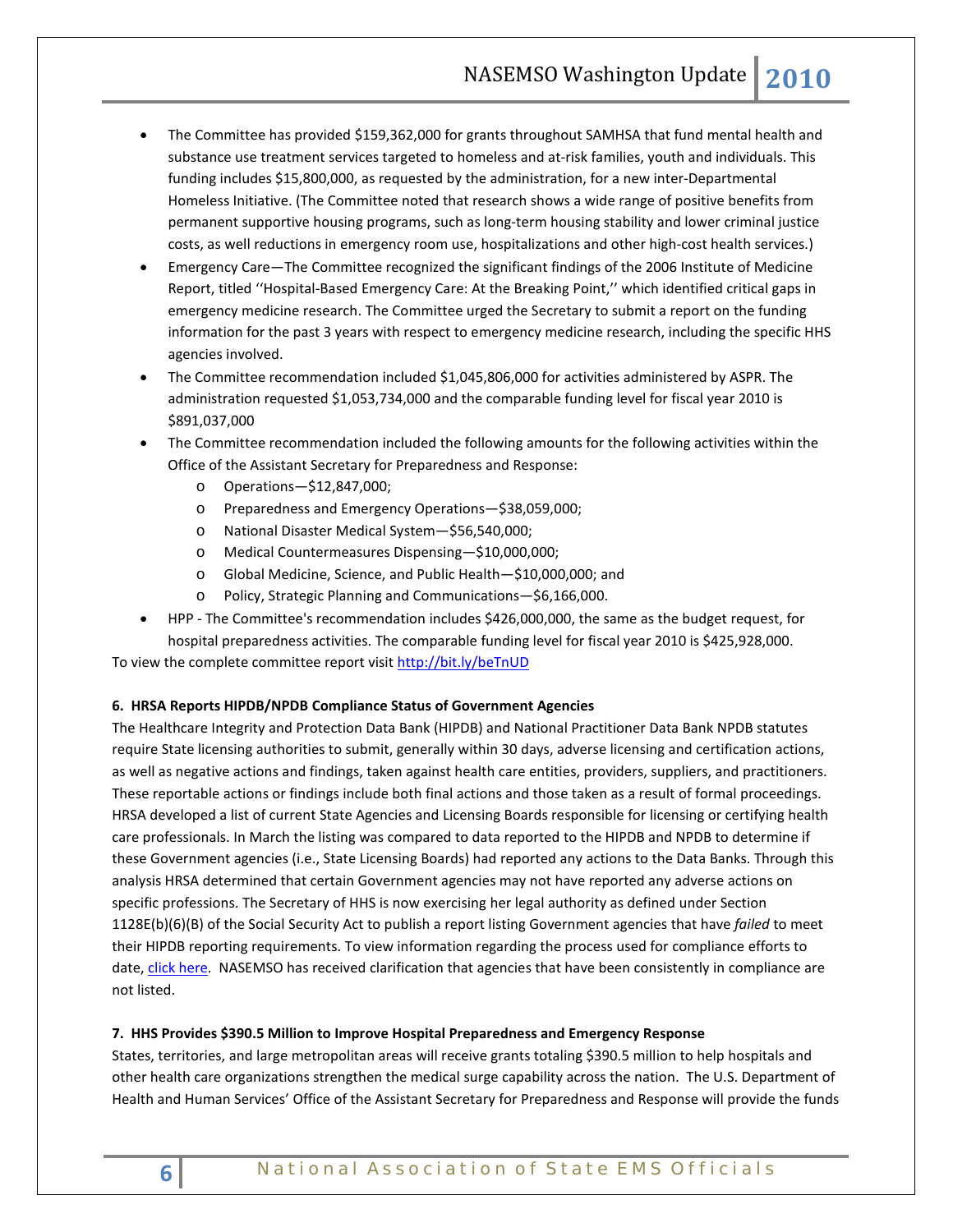- The Committee has provided $159,362,000 for grants throughout SAMHSA that fund mental health and substance use treatment services targeted to homeless and at-risk families, youth and individuals. This funding includes $15,800,000, as requested by the administration, for a new inter-Departmental Homeless Initiative. (The Committee noted that research shows a wide range of positive benefits from permanent supportive housing programs, such as long-term housing stability and lower criminal justice costs, as well reductions in emergency room use, hospitalizations and other high-cost health services.)
- Emergency Care—The Committee recognized the significant findings of the 2006 Institute of Medicine Report, titled ''Hospital-Based Emergency Care: At the Breaking Point,'' which identified critical gaps in emergency medicine research. The Committee urged the Secretary to submit a report on the funding information for the past 3 years with respect to emergency medicine research, including the specific HHS agencies involved.
- The Committee recommendation included $1,045,806,000 for activities administered by ASPR. The administration requested $1,053,734,000 and the comparable funding level for fiscal year 2010 is $891,037,000
- The Committee recommendation included the following amounts for the following activities within the Office of the Assistant Secretary for Preparedness and Response:
  - Operations—$12,847,000;
  - Preparedness and Emergency Operations—$38,059,000;
  - National Disaster Medical System—$56,540,000;
  - Medical Countermeasures Dispensing—$10,000,000;
  - Global Medicine, Science, and Public Health—$10,000,000; and
  - Policy, Strategic Planning and Communications—$6,166,000.
- HPP - The Committee's recommendation includes $426,000,000, the same as the budget request, for hospital preparedness activities. The comparable funding level for fiscal year 2010 is $425,928,000.

To view the complete committee report visit http://bit.ly/beTnUD

**6. HRSA Reports HIPDB/NPDB Compliance Status of Government Agencies**

The Healthcare Integrity and Protection Data Bank (HIPDB) and National Practitioner Data Bank NPDB statutes require State licensing authorities to submit, generally within 30 days, adverse licensing and certification actions, as well as negative actions and findings, taken against health care entities, providers, suppliers, and practitioners. These reportable actions or findings include both final actions and those taken as a result of formal proceedings. HRSA developed a list of current State Agencies and Licensing Boards responsible for licensing or certifying health care professionals. In March the listing was compared to data reported to the HIPDB and NPDB to determine if these Government agencies (i.e., State Licensing Boards) had reported any actions to the Data Banks. Through this analysis HRSA determined that certain Government agencies may not have reported any adverse actions on specific professions. The Secretary of HHS is now exercising her legal authority as defined under Section 1128E(b)(6)(B) of the Social Security Act to publish a report listing Government agencies that have *failed* to meet their HIPDB reporting requirements. To view information regarding the process used for compliance efforts to date, click here. NASEMSO has received clarification that agencies that have been consistently in compliance are not listed.

**7. HHS Provides $390.5 Million to Improve Hospital Preparedness and Emergency Response**

States, territories, and large metropolitan areas will receive grants totaling $390.5 million to help hospitals and other health care organizations strengthen the medical surge capability across the nation. The U.S. Department of Health and Human Services' Office of the Assistant Secretary for Preparedness and Response will provide the funds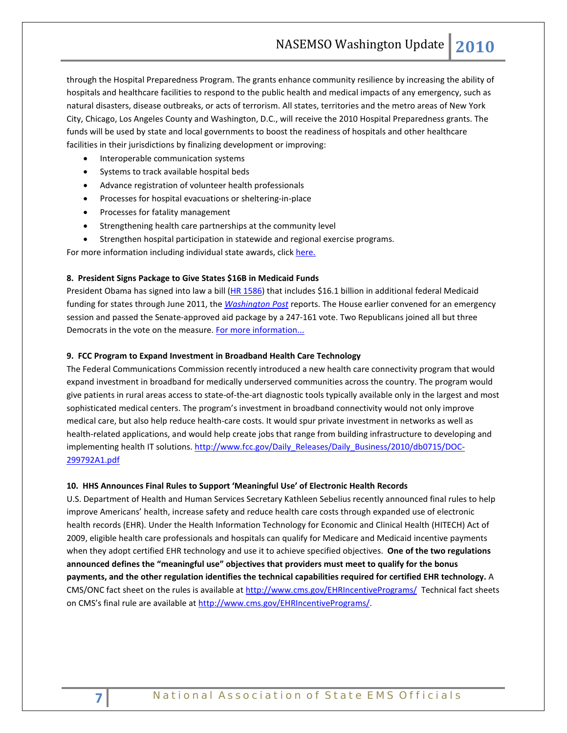through the Hospital Preparedness Program. The grants enhance community resilience by increasing the ability of hospitals and healthcare facilities to respond to the public health and medical impacts of any emergency, such as natural disasters, disease outbreaks, or acts of terrorism. All states, territories and the metro areas of New York City, Chicago, Los Angeles County and Washington, D.C., will receive the 2010 Hospital Preparedness grants. The funds will be used by state and local governments to boost the readiness of hospitals and other healthcare facilities in their jurisdictions by finalizing development or improving:

- Interoperable communication systems
- Systems to track available hospital beds
- Advance registration of volunteer health professionals
- Processes for hospital evacuations or sheltering-in-place
- Processes for fatality management
- Strengthening health care partnerships at the community level
- Strengthen hospital participation in statewide and regional exercise programs.

For more information including individual state awards, click here.

#### 8. President Signs Package to Give States $16B in Medicaid Funds

President Obama has signed into law a bill (HR 1586) that includes $16.1 billion in additional federal Medicaid funding for states through June 2011, the *Washington Post* reports. The House earlier convened for an emergency session and passed the Senate-approved aid package by a 247-161 vote. Two Republicans joined all but three Democrats in the vote on the measure. For more information...

#### 9. FCC Program to Expand Investment in Broadband Health Care Technology

The Federal Communications Commission recently introduced a new health care connectivity program that would expand investment in broadband for medically underserved communities across the country. The program would give patients in rural areas access to state-of-the-art diagnostic tools typically available only in the largest and most sophisticated medical centers. The program's investment in broadband connectivity would not only improve medical care, but also help reduce health-care costs. It would spur private investment in networks as well as health-related applications, and would help create jobs that range from building infrastructure to developing and implementing health IT solutions. http://www.fcc.gov/Daily_Releases/Daily_Business/2010/db0715/DOC-299792A1.pdf

#### 10. HHS Announces Final Rules to Support 'Meaningful Use' of Electronic Health Records

U.S. Department of Health and Human Services Secretary Kathleen Sebelius recently announced final rules to help improve Americans' health, increase safety and reduce health care costs through expanded use of electronic health records (EHR). Under the Health Information Technology for Economic and Clinical Health (HITECH) Act of 2009, eligible health care professionals and hospitals can qualify for Medicare and Medicaid incentive payments when they adopt certified EHR technology and use it to achieve specified objectives. **One of the two regulations announced defines the "meaningful use" objectives that providers must meet to qualify for the bonus payments, and the other regulation identifies the technical capabilities required for certified EHR technology.** A CMS/ONC fact sheet on the rules is available at http://www.cms.gov/EHRIncentivePrograms/ Technical fact sheets on CMS's final rule are available at http://www.cms.gov/EHRIncentivePrograms/.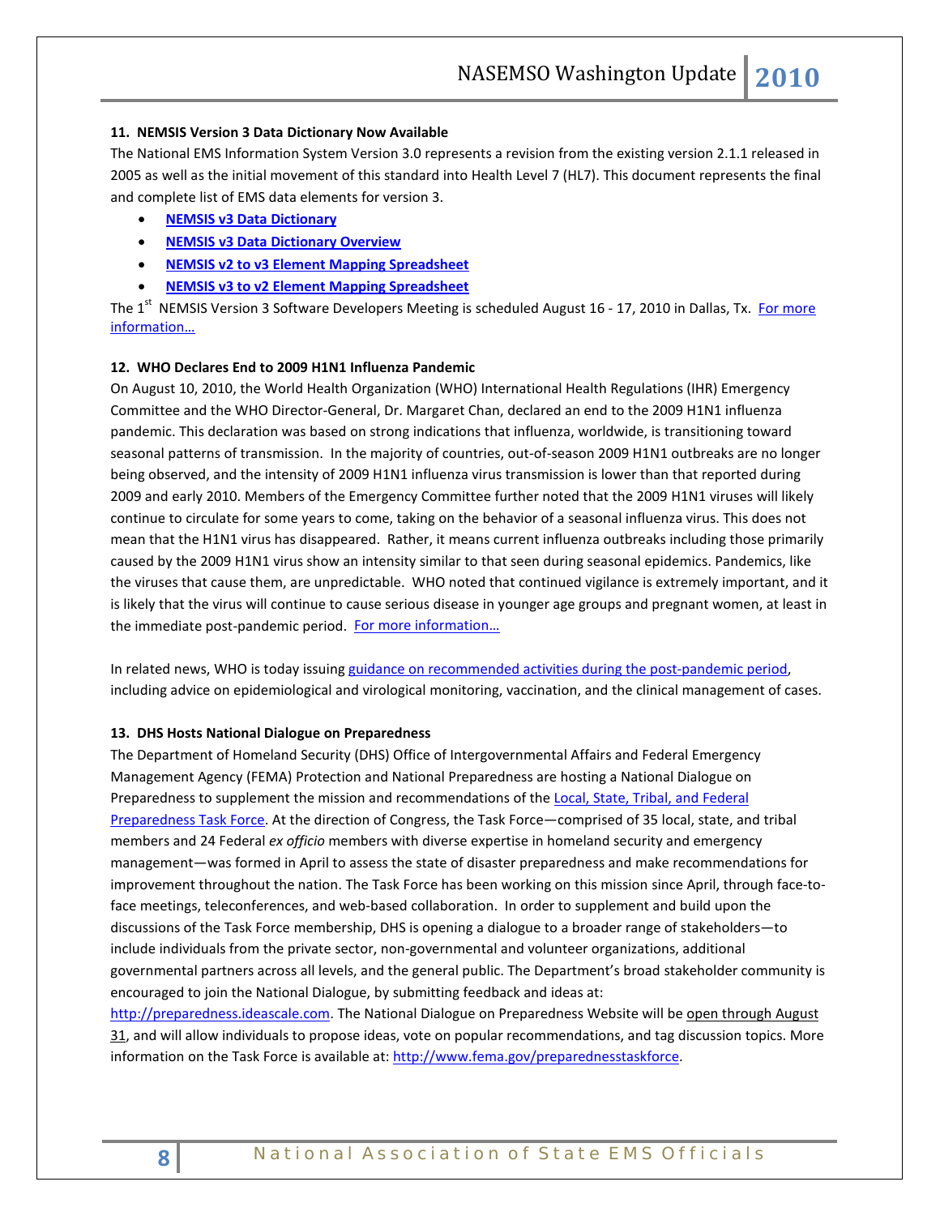**11. NEMSIS Version 3 Data Dictionary Now Available**

The National EMS Information System Version 3.0 represents a revision from the existing version 2.1.1 released in 2005 as well as the initial movement of this standard into Health Level 7 (HL7). This document represents the final and complete list of EMS data elements for version 3.

- **NEMSIS v3 Data Dictionary**
- **NEMSIS v3 Data Dictionary Overview**
- **NEMSIS v2 to v3 Element Mapping Spreadsheet**
- **NEMSIS v3 to v2 Element Mapping Spreadsheet**

The 1st NEMSIS Version 3 Software Developers Meeting is scheduled August 16 - 17, 2010 in Dallas, Tx. For more information…

**12. WHO Declares End to 2009 H1N1 Influenza Pandemic**

On August 10, 2010, the World Health Organization (WHO) International Health Regulations (IHR) Emergency Committee and the WHO Director-General, Dr. Margaret Chan, declared an end to the 2009 H1N1 influenza pandemic. This declaration was based on strong indications that influenza, worldwide, is transitioning toward seasonal patterns of transmission. In the majority of countries, out-of-season 2009 H1N1 outbreaks are no longer being observed, and the intensity of 2009 H1N1 influenza virus transmission is lower than that reported during 2009 and early 2010. Members of the Emergency Committee further noted that the 2009 H1N1 viruses will likely continue to circulate for some years to come, taking on the behavior of a seasonal influenza virus. This does not mean that the H1N1 virus has disappeared. Rather, it means current influenza outbreaks including those primarily caused by the 2009 H1N1 virus show an intensity similar to that seen during seasonal epidemics. Pandemics, like the viruses that cause them, are unpredictable. WHO noted that continued vigilance is extremely important, and it is likely that the virus will continue to cause serious disease in younger age groups and pregnant women, at least in the immediate post-pandemic period. For more information…

In related news, WHO is today issuing guidance on recommended activities during the post-pandemic period, including advice on epidemiological and virological monitoring, vaccination, and the clinical management of cases.

**13. DHS Hosts National Dialogue on Preparedness**

The Department of Homeland Security (DHS) Office of Intergovernmental Affairs and Federal Emergency Management Agency (FEMA) Protection and National Preparedness are hosting a National Dialogue on Preparedness to supplement the mission and recommendations of the Local, State, Tribal, and Federal Preparedness Task Force. At the direction of Congress, the Task Force—comprised of 35 local, state, and tribal members and 24 Federal *ex officio* members with diverse expertise in homeland security and emergency management—was formed in April to assess the state of disaster preparedness and make recommendations for improvement throughout the nation. The Task Force has been working on this mission since April, through face-to-face meetings, teleconferences, and web-based collaboration. In order to supplement and build upon the discussions of the Task Force membership, DHS is opening a dialogue to a broader range of stakeholders—to include individuals from the private sector, non-governmental and volunteer organizations, additional governmental partners across all levels, and the general public. The Department's broad stakeholder community is encouraged to join the National Dialogue, by submitting feedback and ideas at: http://preparedness.ideascale.com. The National Dialogue on Preparedness Website will be open through August 31, and will allow individuals to propose ideas, vote on popular recommendations, and tag discussion topics. More information on the Task Force is available at: http://www.fema.gov/preparednesstaskforce.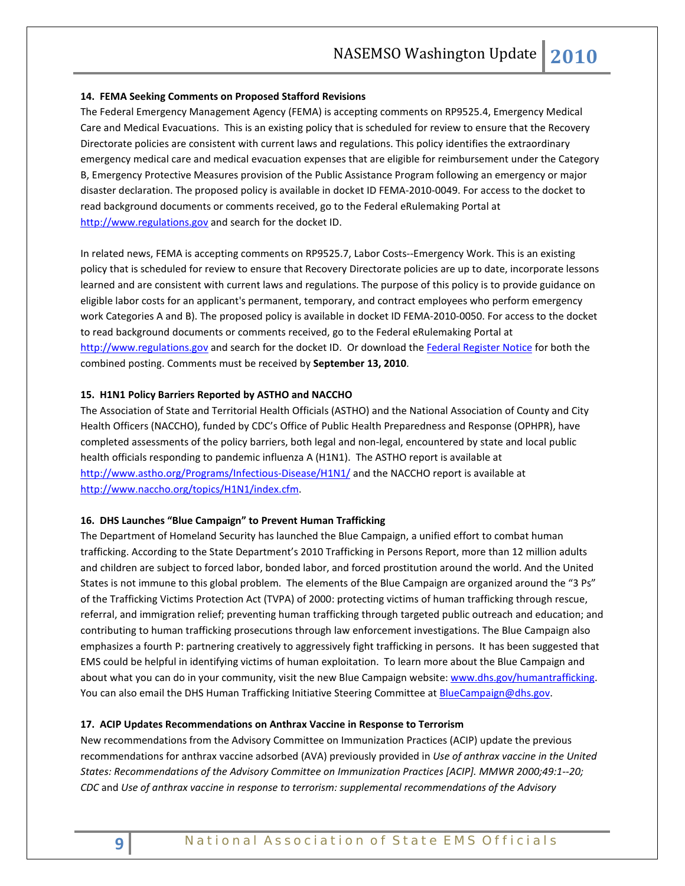### 14. FEMA Seeking Comments on Proposed Stafford Revisions

The Federal Emergency Management Agency (FEMA) is accepting comments on RP9525.4, Emergency Medical Care and Medical Evacuations. This is an existing policy that is scheduled for review to ensure that the Recovery Directorate policies are consistent with current laws and regulations. This policy identifies the extraordinary emergency medical care and medical evacuation expenses that are eligible for reimbursement under the Category B, Emergency Protective Measures provision of the Public Assistance Program following an emergency or major disaster declaration. The proposed policy is available in docket ID FEMA-2010-0049. For access to the docket to read background documents or comments received, go to the Federal eRulemaking Portal at http://www.regulations.gov and search for the docket ID.

In related news, FEMA is accepting comments on RP9525.7, Labor Costs--Emergency Work. This is an existing policy that is scheduled for review to ensure that Recovery Directorate policies are up to date, incorporate lessons learned and are consistent with current laws and regulations. The purpose of this policy is to provide guidance on eligible labor costs for an applicant's permanent, temporary, and contract employees who perform emergency work Categories A and B). The proposed policy is available in docket ID FEMA-2010-0050. For access to the docket to read background documents or comments received, go to the Federal eRulemaking Portal at http://www.regulations.gov and search for the docket ID. Or download the Federal Register Notice for both the combined posting. Comments must be received by **September 13, 2010**.

### 15. H1N1 Policy Barriers Reported by ASTHO and NACCHO

The Association of State and Territorial Health Officials (ASTHO) and the National Association of County and City Health Officers (NACCHO), funded by CDC's Office of Public Health Preparedness and Response (OPHPR), have completed assessments of the policy barriers, both legal and non-legal, encountered by state and local public health officials responding to pandemic influenza A (H1N1). The ASTHO report is available at http://www.astho.org/Programs/Infectious-Disease/H1N1/ and the NACCHO report is available at http://www.naccho.org/topics/H1N1/index.cfm.

### 16. DHS Launches "Blue Campaign" to Prevent Human Trafficking

The Department of Homeland Security has launched the Blue Campaign, a unified effort to combat human trafficking. According to the State Department's 2010 Trafficking in Persons Report, more than 12 million adults and children are subject to forced labor, bonded labor, and forced prostitution around the world. And the United States is not immune to this global problem. The elements of the Blue Campaign are organized around the "3 Ps" of the Trafficking Victims Protection Act (TVPA) of 2000: protecting victims of human trafficking through rescue, referral, and immigration relief; preventing human trafficking through targeted public outreach and education; and contributing to human trafficking prosecutions through law enforcement investigations. The Blue Campaign also emphasizes a fourth P: partnering creatively to aggressively fight trafficking in persons. It has been suggested that EMS could be helpful in identifying victims of human exploitation. To learn more about the Blue Campaign and about what you can do in your community, visit the new Blue Campaign website: www.dhs.gov/humantrafficking. You can also email the DHS Human Trafficking Initiative Steering Committee at BlueCampaign@dhs.gov.

### 17. ACIP Updates Recommendations on Anthrax Vaccine in Response to Terrorism

New recommendations from the Advisory Committee on Immunization Practices (ACIP) update the previous recommendations for anthrax vaccine adsorbed (AVA) previously provided in *Use of anthrax vaccine in the United States: Recommendations of the Advisory Committee on Immunization Practices [ACIP]. MMWR 2000;49:1--20; CDC* and *Use of anthrax vaccine in response to terrorism: supplemental recommendations of the Advisory*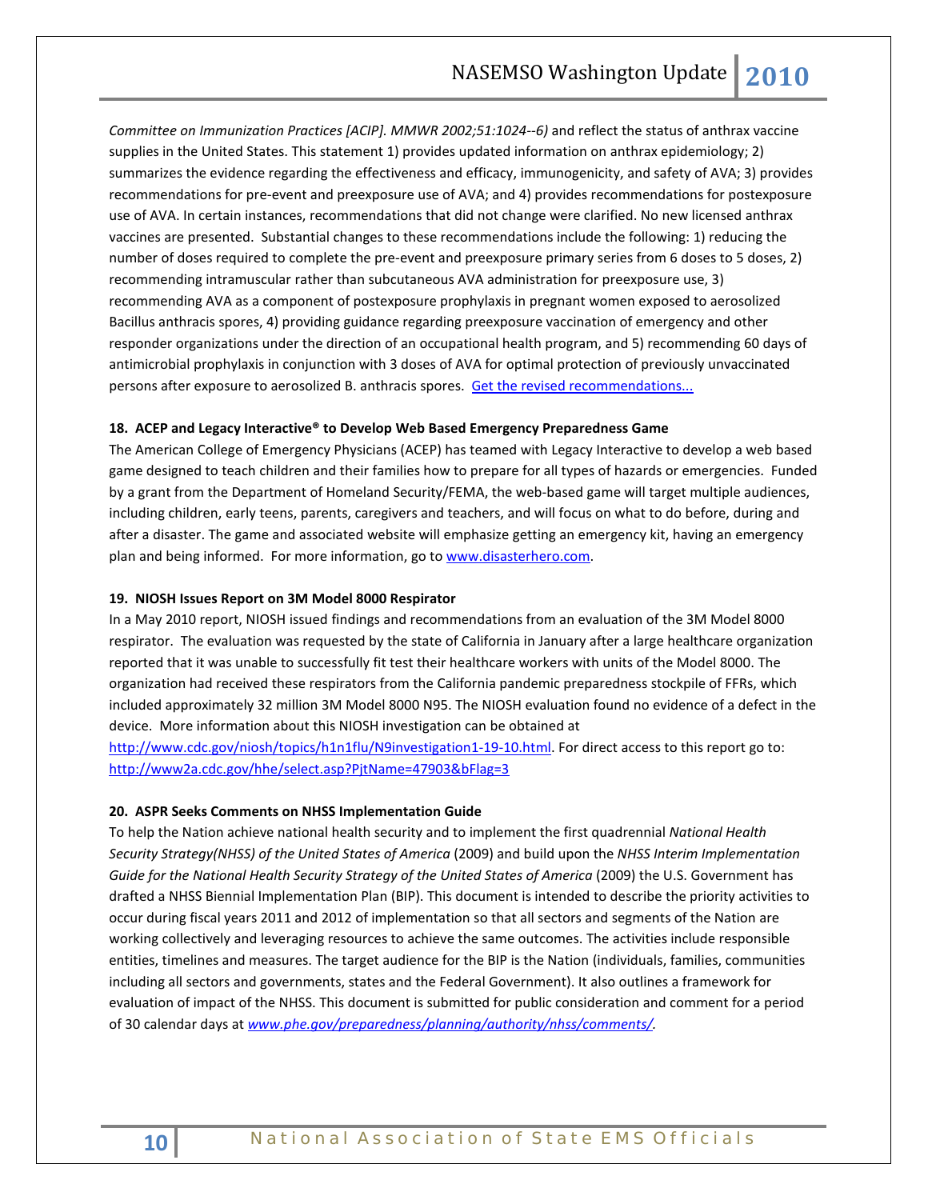*Committee on Immunization Practices [ACIP]. MMWR 2002;51:1024--6)* and reflect the status of anthrax vaccine supplies in the United States. This statement 1) provides updated information on anthrax epidemiology; 2) summarizes the evidence regarding the effectiveness and efficacy, immunogenicity, and safety of AVA; 3) provides recommendations for pre-event and preexposure use of AVA; and 4) provides recommendations for postexposure use of AVA. In certain instances, recommendations that did not change were clarified. No new licensed anthrax vaccines are presented. Substantial changes to these recommendations include the following: 1) reducing the number of doses required to complete the pre-event and preexposure primary series from 6 doses to 5 doses, 2) recommending intramuscular rather than subcutaneous AVA administration for preexposure use, 3) recommending AVA as a component of postexposure prophylaxis in pregnant women exposed to aerosolized Bacillus anthracis spores, 4) providing guidance regarding preexposure vaccination of emergency and other responder organizations under the direction of an occupational health program, and 5) recommending 60 days of antimicrobial prophylaxis in conjunction with 3 doses of AVA for optimal protection of previously unvaccinated persons after exposure to aerosolized B. anthracis spores. Get the revised recommendations...

**18. ACEP and Legacy Interactive® to Develop Web Based Emergency Preparedness Game**

The American College of Emergency Physicians (ACEP) has teamed with Legacy Interactive to develop a web based game designed to teach children and their families how to prepare for all types of hazards or emergencies. Funded by a grant from the Department of Homeland Security/FEMA, the web-based game will target multiple audiences, including children, early teens, parents, caregivers and teachers, and will focus on what to do before, during and after a disaster. The game and associated website will emphasize getting an emergency kit, having an emergency plan and being informed. For more information, go to www.disasterhero.com.

**19. NIOSH Issues Report on 3M Model 8000 Respirator**

In a May 2010 report, NIOSH issued findings and recommendations from an evaluation of the 3M Model 8000 respirator. The evaluation was requested by the state of California in January after a large healthcare organization reported that it was unable to successfully fit test their healthcare workers with units of the Model 8000. The organization had received these respirators from the California pandemic preparedness stockpile of FFRs, which included approximately 32 million 3M Model 8000 N95. The NIOSH evaluation found no evidence of a defect in the device. More information about this NIOSH investigation can be obtained at http://www.cdc.gov/niosh/topics/h1n1flu/N9investigation1-19-10.html. For direct access to this report go to: http://www2a.cdc.gov/hhe/select.asp?PjtName=47903&bFlag=3

**20. ASPR Seeks Comments on NHSS Implementation Guide**

To help the Nation achieve national health security and to implement the first quadrennial *National Health Security Strategy(NHSS) of the United States of America* (2009) and build upon the *NHSS Interim Implementation Guide for the National Health Security Strategy of the United States of America* (2009) the U.S. Government has drafted a NHSS Biennial Implementation Plan (BIP). This document is intended to describe the priority activities to occur during fiscal years 2011 and 2012 of implementation so that all sectors and segments of the Nation are working collectively and leveraging resources to achieve the same outcomes. The activities include responsible entities, timelines and measures. The target audience for the BIP is the Nation (individuals, families, communities including all sectors and governments, states and the Federal Government). It also outlines a framework for evaluation of impact of the NHSS. This document is submitted for public consideration and comment for a period of 30 calendar days at *www.phe.gov/preparedness/planning/authority/nhss/comments/*.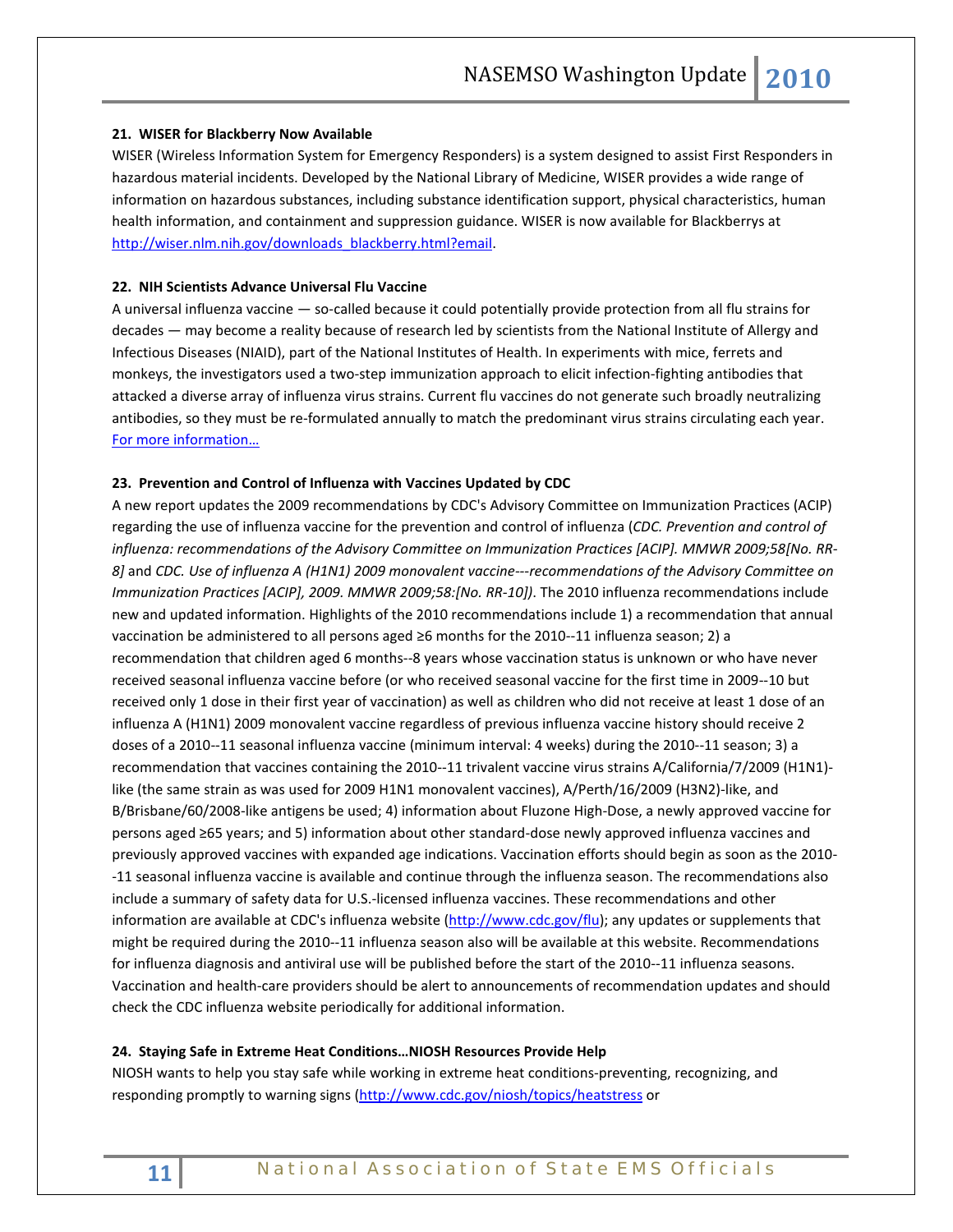**21. WISER for Blackberry Now Available**

WISER (Wireless Information System for Emergency Responders) is a system designed to assist First Responders in hazardous material incidents. Developed by the National Library of Medicine, WISER provides a wide range of information on hazardous substances, including substance identification support, physical characteristics, human health information, and containment and suppression guidance. WISER is now available for Blackberrys at http://wiser.nlm.nih.gov/downloads_blackberry.html?email.

**22. NIH Scientists Advance Universal Flu Vaccine**

A universal influenza vaccine — so-called because it could potentially provide protection from all flu strains for decades — may become a reality because of research led by scientists from the National Institute of Allergy and Infectious Diseases (NIAID), part of the National Institutes of Health. In experiments with mice, ferrets and monkeys, the investigators used a two-step immunization approach to elicit infection-fighting antibodies that attacked a diverse array of influenza virus strains. Current flu vaccines do not generate such broadly neutralizing antibodies, so they must be re-formulated annually to match the predominant virus strains circulating each year. For more information…

**23. Prevention and Control of Influenza with Vaccines Updated by CDC**

A new report updates the 2009 recommendations by CDC's Advisory Committee on Immunization Practices (ACIP) regarding the use of influenza vaccine for the prevention and control of influenza (*CDC. Prevention and control of influenza: recommendations of the Advisory Committee on Immunization Practices [ACIP]. MMWR 2009;58[No. RR-8]* and *CDC. Use of influenza A (H1N1) 2009 monovalent vaccine---recommendations of the Advisory Committee on Immunization Practices [ACIP], 2009. MMWR 2009;58:[No. RR-10])*. The 2010 influenza recommendations include new and updated information. Highlights of the 2010 recommendations include 1) a recommendation that annual vaccination be administered to all persons aged ≥6 months for the 2010--11 influenza season; 2) a recommendation that children aged 6 months--8 years whose vaccination status is unknown or who have never received seasonal influenza vaccine before (or who received seasonal vaccine for the first time in 2009--10 but received only 1 dose in their first year of vaccination) as well as children who did not receive at least 1 dose of an influenza A (H1N1) 2009 monovalent vaccine regardless of previous influenza vaccine history should receive 2 doses of a 2010--11 seasonal influenza vaccine (minimum interval: 4 weeks) during the 2010--11 season; 3) a recommendation that vaccines containing the 2010--11 trivalent vaccine virus strains A/California/7/2009 (H1N1)-like (the same strain as was used for 2009 H1N1 monovalent vaccines), A/Perth/16/2009 (H3N2)-like, and B/Brisbane/60/2008-like antigens be used; 4) information about Fluzone High-Dose, a newly approved vaccine for persons aged ≥65 years; and 5) information about other standard-dose newly approved influenza vaccines and previously approved vaccines with expanded age indications. Vaccination efforts should begin as soon as the 2010--11 seasonal influenza vaccine is available and continue through the influenza season. The recommendations also include a summary of safety data for U.S.-licensed influenza vaccines. These recommendations and other information are available at CDC's influenza website (http://www.cdc.gov/flu); any updates or supplements that might be required during the 2010--11 influenza season also will be available at this website. Recommendations for influenza diagnosis and antiviral use will be published before the start of the 2010--11 influenza seasons. Vaccination and health-care providers should be alert to announcements of recommendation updates and should check the CDC influenza website periodically for additional information.

**24. Staying Safe in Extreme Heat Conditions…NIOSH Resources Provide Help**

NIOSH wants to help you stay safe while working in extreme heat conditions-preventing, recognizing, and responding promptly to warning signs (http://www.cdc.gov/niosh/topics/heatstress or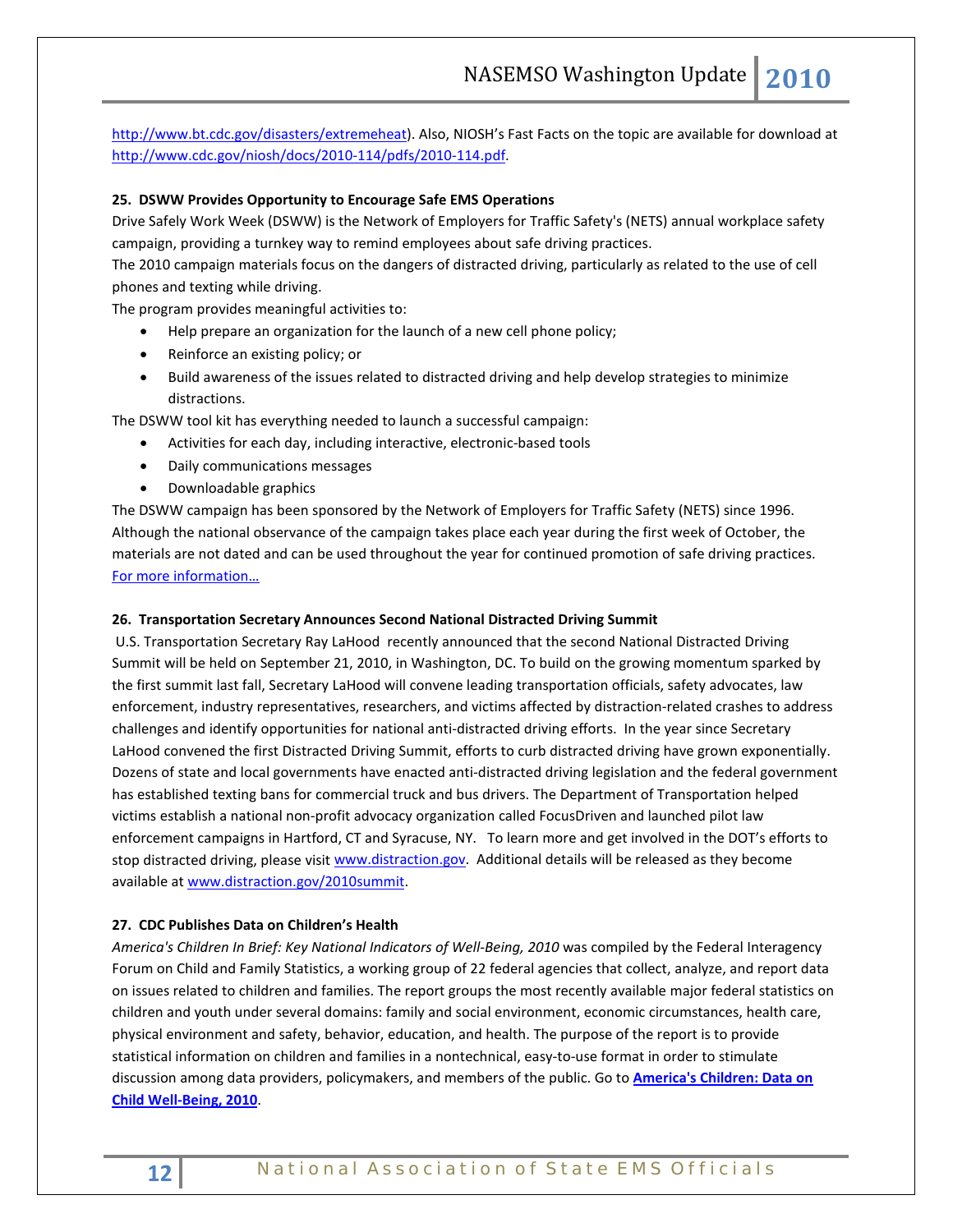http://www.bt.cdc.gov/disasters/extremeheat). Also, NIOSH's Fast Facts on the topic are available for download at http://www.cdc.gov/niosh/docs/2010-114/pdfs/2010-114.pdf.

**25. DSWW Provides Opportunity to Encourage Safe EMS Operations**

Drive Safely Work Week (DSWW) is the Network of Employers for Traffic Safety's (NETS) annual workplace safety campaign, providing a turnkey way to remind employees about safe driving practices.

The 2010 campaign materials focus on the dangers of distracted driving, particularly as related to the use of cell phones and texting while driving.

The program provides meaningful activities to:

- Help prepare an organization for the launch of a new cell phone policy;
- Reinforce an existing policy; or
- Build awareness of the issues related to distracted driving and help develop strategies to minimize distractions.

The DSWW tool kit has everything needed to launch a successful campaign:

- Activities for each day, including interactive, electronic-based tools
- Daily communications messages
- Downloadable graphics

The DSWW campaign has been sponsored by the Network of Employers for Traffic Safety (NETS) since 1996. Although the national observance of the campaign takes place each year during the first week of October, the materials are not dated and can be used throughout the year for continued promotion of safe driving practices. For more information…

**26. Transportation Secretary Announces Second National Distracted Driving Summit**

U.S. Transportation Secretary Ray LaHood recently announced that the second National Distracted Driving Summit will be held on September 21, 2010, in Washington, DC. To build on the growing momentum sparked by the first summit last fall, Secretary LaHood will convene leading transportation officials, safety advocates, law enforcement, industry representatives, researchers, and victims affected by distraction-related crashes to address challenges and identify opportunities for national anti-distracted driving efforts. In the year since Secretary LaHood convened the first Distracted Driving Summit, efforts to curb distracted driving have grown exponentially. Dozens of state and local governments have enacted anti-distracted driving legislation and the federal government has established texting bans for commercial truck and bus drivers. The Department of Transportation helped victims establish a national non-profit advocacy organization called FocusDriven and launched pilot law enforcement campaigns in Hartford, CT and Syracuse, NY. To learn more and get involved in the DOT's efforts to stop distracted driving, please visit www.distraction.gov. Additional details will be released as they become available at www.distraction.gov/2010summit.

**27. CDC Publishes Data on Children's Health**

*America's Children In Brief: Key National Indicators of Well-Being, 2010* was compiled by the Federal Interagency Forum on Child and Family Statistics, a working group of 22 federal agencies that collect, analyze, and report data on issues related to children and families. The report groups the most recently available major federal statistics on children and youth under several domains: family and social environment, economic circumstances, health care, physical environment and safety, behavior, education, and health. The purpose of the report is to provide statistical information on children and families in a nontechnical, easy-to-use format in order to stimulate discussion among data providers, policymakers, and members of the public. Go to **America's Children: Data on Child Well-Being, 2010**.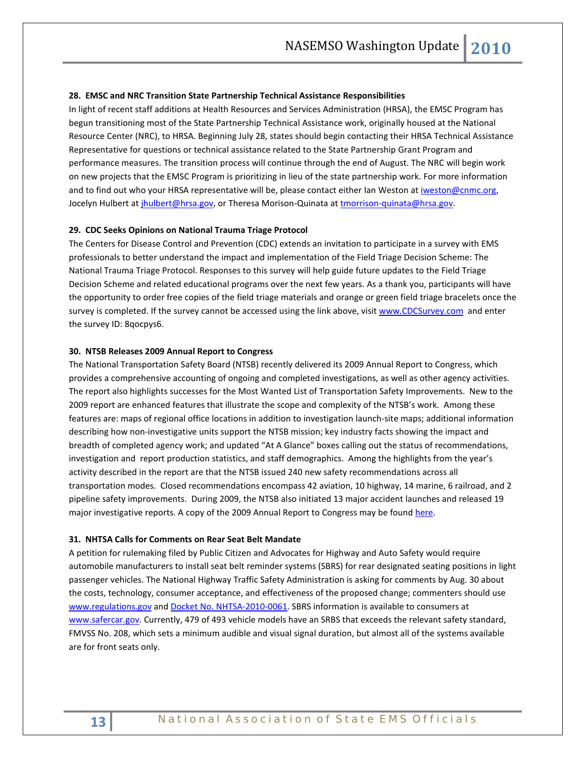**28. EMSC and NRC Transition State Partnership Technical Assistance Responsibilities**

In light of recent staff additions at Health Resources and Services Administration (HRSA), the EMSC Program has begun transitioning most of the State Partnership Technical Assistance work, originally housed at the National Resource Center (NRC), to HRSA. Beginning July 28, states should begin contacting their HRSA Technical Assistance Representative for questions or technical assistance related to the State Partnership Grant Program and performance measures. The transition process will continue through the end of August. The NRC will begin work on new projects that the EMSC Program is prioritizing in lieu of the state partnership work. For more information and to find out who your HRSA representative will be, please contact either Ian Weston at iweston@cnmc.org, Jocelyn Hulbert at jhulbert@hrsa.gov, or Theresa Morison-Quinata at tmorrison-quinata@hrsa.gov.

**29. CDC Seeks Opinions on National Trauma Triage Protocol**

The Centers for Disease Control and Prevention (CDC) extends an invitation to participate in a survey with EMS professionals to better understand the impact and implementation of the Field Triage Decision Scheme: The National Trauma Triage Protocol. Responses to this survey will help guide future updates to the Field Triage Decision Scheme and related educational programs over the next few years. As a thank you, participants will have the opportunity to order free copies of the field triage materials and orange or green field triage bracelets once the survey is completed. If the survey cannot be accessed using the link above, visit www.CDCSurvey.com and enter the survey ID: 8qocpys6.

**30. NTSB Releases 2009 Annual Report to Congress**

The National Transportation Safety Board (NTSB) recently delivered its 2009 Annual Report to Congress, which provides a comprehensive accounting of ongoing and completed investigations, as well as other agency activities. The report also highlights successes for the Most Wanted List of Transportation Safety Improvements. New to the 2009 report are enhanced features that illustrate the scope and complexity of the NTSB's work. Among these features are: maps of regional office locations in addition to investigation launch-site maps; additional information describing how non-investigative units support the NTSB mission; key industry facts showing the impact and breadth of completed agency work; and updated "At A Glance" boxes calling out the status of recommendations, investigation and report production statistics, and staff demographics. Among the highlights from the year's activity described in the report are that the NTSB issued 240 new safety recommendations across all transportation modes. Closed recommendations encompass 42 aviation, 10 highway, 14 marine, 6 railroad, and 2 pipeline safety improvements. During 2009, the NTSB also initiated 13 major accident launches and released 19 major investigative reports. A copy of the 2009 Annual Report to Congress may be found here.

**31. NHTSA Calls for Comments on Rear Seat Belt Mandate**

A petition for rulemaking filed by Public Citizen and Advocates for Highway and Auto Safety would require automobile manufacturers to install seat belt reminder systems (SBRS) for rear designated seating positions in light passenger vehicles. The National Highway Traffic Safety Administration is asking for comments by Aug. 30 about the costs, technology, consumer acceptance, and effectiveness of the proposed change; commenters should use www.regulations.gov and Docket No. NHTSA-2010-0061. SBRS information is available to consumers at www.safercar.gov. Currently, 479 of 493 vehicle models have an SRBS that exceeds the relevant safety standard, FMVSS No. 208, which sets a minimum audible and visual signal duration, but almost all of the systems available are for front seats only.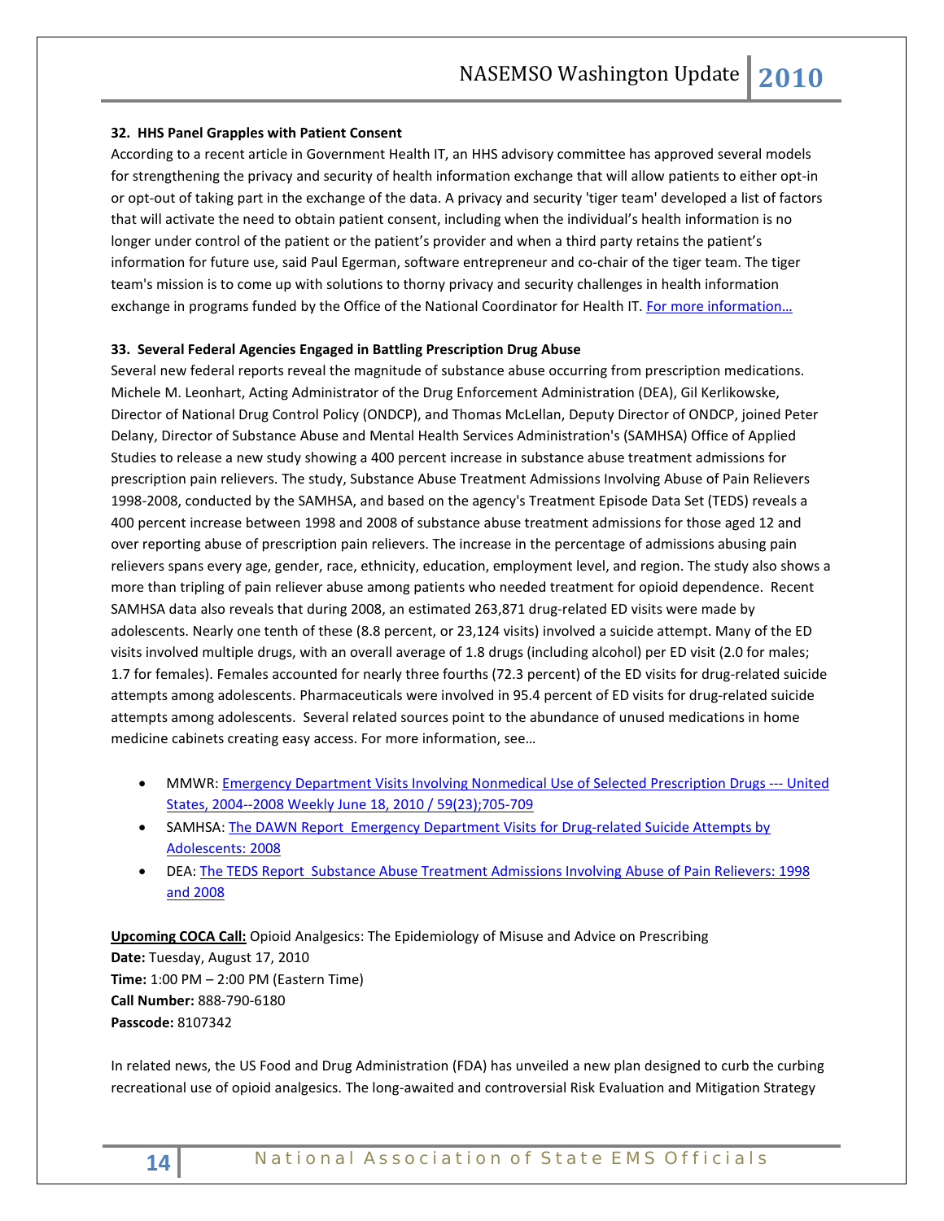### 32. HHS Panel Grapples with Patient Consent

According to a recent article in Government Health IT, an HHS advisory committee has approved several models for strengthening the privacy and security of health information exchange that will allow patients to either opt-in or opt-out of taking part in the exchange of the data. A privacy and security 'tiger team' developed a list of factors that will activate the need to obtain patient consent, including when the individual's health information is no longer under control of the patient or the patient's provider and when a third party retains the patient's information for future use, said Paul Egerman, software entrepreneur and co-chair of the tiger team. The tiger team's mission is to come up with solutions to thorny privacy and security challenges in health information exchange in programs funded by the Office of the National Coordinator for Health IT. For more information…

### 33. Several Federal Agencies Engaged in Battling Prescription Drug Abuse

Several new federal reports reveal the magnitude of substance abuse occurring from prescription medications. Michele M. Leonhart, Acting Administrator of the Drug Enforcement Administration (DEA), Gil Kerlikowske, Director of National Drug Control Policy (ONDCP), and Thomas McLellan, Deputy Director of ONDCP, joined Peter Delany, Director of Substance Abuse and Mental Health Services Administration's (SAMHSA) Office of Applied Studies to release a new study showing a 400 percent increase in substance abuse treatment admissions for prescription pain relievers. The study, Substance Abuse Treatment Admissions Involving Abuse of Pain Relievers 1998-2008, conducted by the SAMHSA, and based on the agency's Treatment Episode Data Set (TEDS) reveals a 400 percent increase between 1998 and 2008 of substance abuse treatment admissions for those aged 12 and over reporting abuse of prescription pain relievers. The increase in the percentage of admissions abusing pain relievers spans every age, gender, race, ethnicity, education, employment level, and region. The study also shows a more than tripling of pain reliever abuse among patients who needed treatment for opioid dependence. Recent SAMHSA data also reveals that during 2008, an estimated 263,871 drug-related ED visits were made by adolescents. Nearly one tenth of these (8.8 percent, or 23,124 visits) involved a suicide attempt. Many of the ED visits involved multiple drugs, with an overall average of 1.8 drugs (including alcohol) per ED visit (2.0 for males; 1.7 for females). Females accounted for nearly three fourths (72.3 percent) of the ED visits for drug-related suicide attempts among adolescents. Pharmaceuticals were involved in 95.4 percent of ED visits for drug-related suicide attempts among adolescents. Several related sources point to the abundance of unused medications in home medicine cabinets creating easy access. For more information, see…

- MMWR: Emergency Department Visits Involving Nonmedical Use of Selected Prescription Drugs --- United States, 2004--2008 Weekly June 18, 2010 / 59(23);705-709
- SAMHSA: The DAWN Report Emergency Department Visits for Drug-related Suicide Attempts by Adolescents: 2008
- DEA: The TEDS Report Substance Abuse Treatment Admissions Involving Abuse of Pain Relievers: 1998 and 2008

**Upcoming COCA Call:** Opioid Analgesics: The Epidemiology of Misuse and Advice on Prescribing
**Date:** Tuesday, August 17, 2010
**Time:** 1:00 PM – 2:00 PM (Eastern Time)
**Call Number:** 888-790-6180
**Passcode:** 8107342

In related news, the US Food and Drug Administration (FDA) has unveiled a new plan designed to curb the curbing recreational use of opioid analgesics. The long-awaited and controversial Risk Evaluation and Mitigation Strategy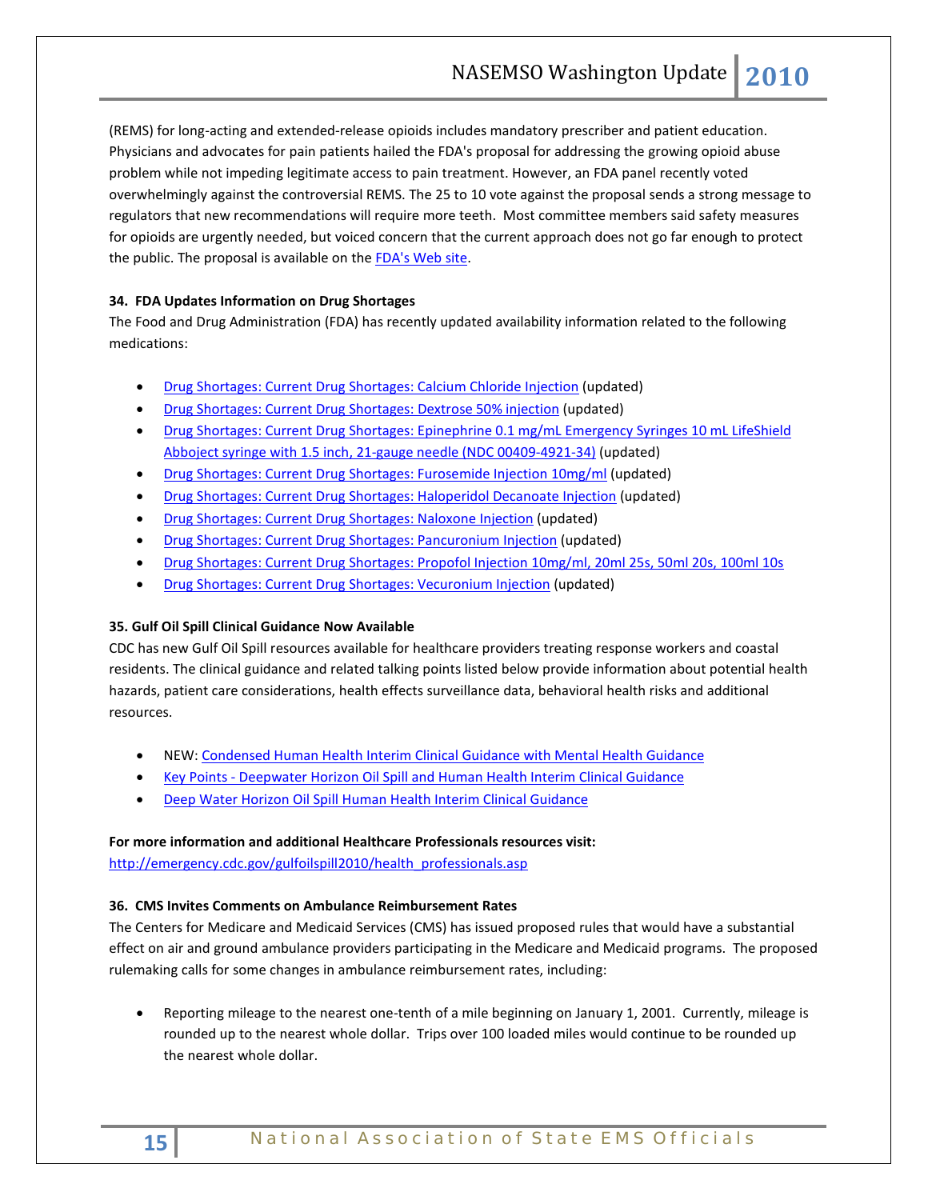(REMS) for long-acting and extended-release opioids includes mandatory prescriber and patient education. Physicians and advocates for pain patients hailed the FDA's proposal for addressing the growing opioid abuse problem while not impeding legitimate access to pain treatment. However, an FDA panel recently voted overwhelmingly against the controversial REMS. The 25 to 10 vote against the proposal sends a strong message to regulators that new recommendations will require more teeth. Most committee members said safety measures for opioids are urgently needed, but voiced concern that the current approach does not go far enough to protect the public. The proposal is available on the FDA's Web site.

**34. FDA Updates Information on Drug Shortages**

The Food and Drug Administration (FDA) has recently updated availability information related to the following medications:

- Drug Shortages: Current Drug Shortages: Calcium Chloride Injection (updated)
- Drug Shortages: Current Drug Shortages: Dextrose 50% injection (updated)
- Drug Shortages: Current Drug Shortages: Epinephrine 0.1 mg/mL Emergency Syringes 10 mL LifeShield Abboject syringe with 1.5 inch, 21-gauge needle (NDC 00409-4921-34) (updated)
- Drug Shortages: Current Drug Shortages: Furosemide Injection 10mg/ml (updated)
- Drug Shortages: Current Drug Shortages: Haloperidol Decanoate Injection (updated)
- Drug Shortages: Current Drug Shortages: Naloxone Injection (updated)
- Drug Shortages: Current Drug Shortages: Pancuronium Injection (updated)
- Drug Shortages: Current Drug Shortages: Propofol Injection 10mg/ml, 20ml 25s, 50ml 20s, 100ml 10s
- Drug Shortages: Current Drug Shortages: Vecuronium Injection (updated)

**35. Gulf Oil Spill Clinical Guidance Now Available**

CDC has new Gulf Oil Spill resources available for healthcare providers treating response workers and coastal residents. The clinical guidance and related talking points listed below provide information about potential health hazards, patient care considerations, health effects surveillance data, behavioral health risks and additional resources.

- NEW: Condensed Human Health Interim Clinical Guidance with Mental Health Guidance
- Key Points - Deepwater Horizon Oil Spill and Human Health Interim Clinical Guidance
- Deep Water Horizon Oil Spill Human Health Interim Clinical Guidance

**For more information and additional Healthcare Professionals resources visit:**
http://emergency.cdc.gov/gulfoilspill2010/health_professionals.asp

**36. CMS Invites Comments on Ambulance Reimbursement Rates**

The Centers for Medicare and Medicaid Services (CMS) has issued proposed rules that would have a substantial effect on air and ground ambulance providers participating in the Medicare and Medicaid programs. The proposed rulemaking calls for some changes in ambulance reimbursement rates, including:

- Reporting mileage to the nearest one-tenth of a mile beginning on January 1, 2001. Currently, mileage is rounded up to the nearest whole dollar. Trips over 100 loaded miles would continue to be rounded up the nearest whole dollar.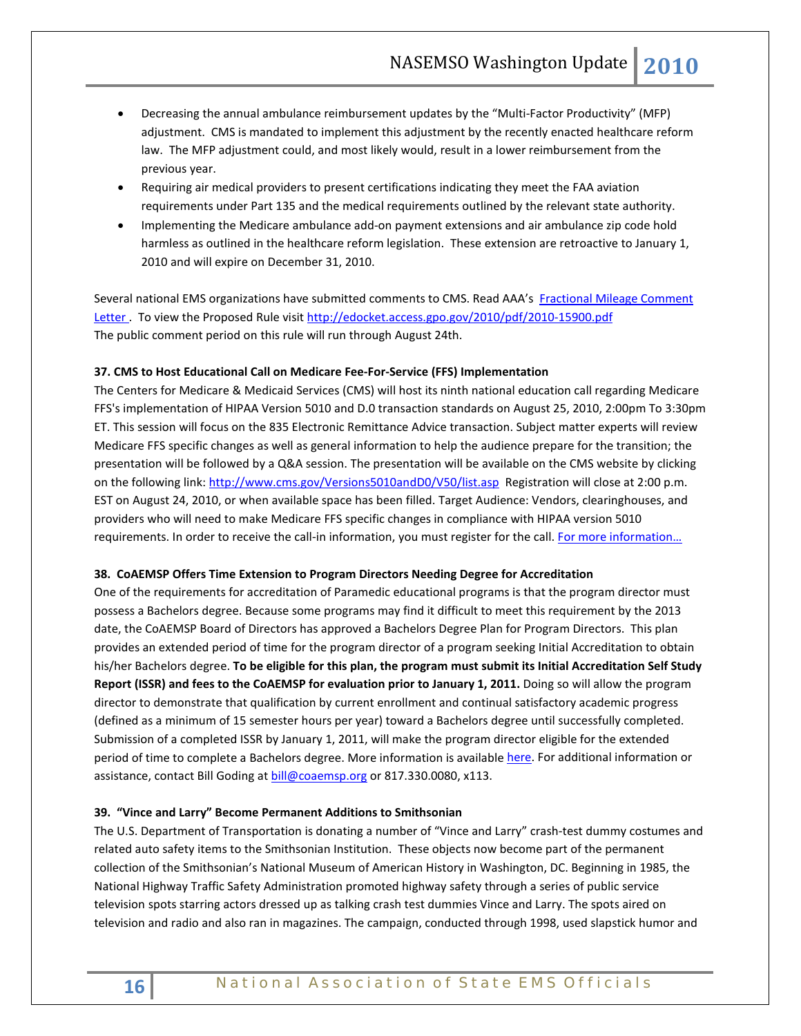- Decreasing the annual ambulance reimbursement updates by the "Multi-Factor Productivity" (MFP) adjustment. CMS is mandated to implement this adjustment by the recently enacted healthcare reform law. The MFP adjustment could, and most likely would, result in a lower reimbursement from the previous year.
- Requiring air medical providers to present certifications indicating they meet the FAA aviation requirements under Part 135 and the medical requirements outlined by the relevant state authority.
- Implementing the Medicare ambulance add-on payment extensions and air ambulance zip code hold harmless as outlined in the healthcare reform legislation. These extension are retroactive to January 1, 2010 and will expire on December 31, 2010.

Several national EMS organizations have submitted comments to CMS. Read AAA's [Fractional Mileage Comment Letter](). To view the Proposed Rule visit http://edocket.access.gpo.gov/2010/pdf/2010-15900.pdf
The public comment period on this rule will run through August 24th.

**37. CMS to Host Educational Call on Medicare Fee-For-Service (FFS) Implementation**

The Centers for Medicare & Medicaid Services (CMS) will host its ninth national education call regarding Medicare FFS's implementation of HIPAA Version 5010 and D.0 transaction standards on August 25, 2010, 2:00pm To 3:30pm ET. This session will focus on the 835 Electronic Remittance Advice transaction. Subject matter experts will review Medicare FFS specific changes as well as general information to help the audience prepare for the transition; the presentation will be followed by a Q&A session. The presentation will be available on the CMS website by clicking on the following link: http://www.cms.gov/Versions5010andD0/V50/list.asp Registration will close at 2:00 p.m. EST on August 24, 2010, or when available space has been filled. Target Audience: Vendors, clearinghouses, and providers who will need to make Medicare FFS specific changes in compliance with HIPAA version 5010 requirements. In order to receive the call-in information, you must register for the call. [For more information…]()

**38. CoAEMSP Offers Time Extension to Program Directors Needing Degree for Accreditation**

One of the requirements for accreditation of Paramedic educational programs is that the program director must possess a Bachelors degree. Because some programs may find it difficult to meet this requirement by the 2013 date, the CoAEMSP Board of Directors has approved a Bachelors Degree Plan for Program Directors. This plan provides an extended period of time for the program director of a program seeking Initial Accreditation to obtain his/her Bachelors degree. **To be eligible for this plan, the program must submit its Initial Accreditation Self Study Report (ISSR) and fees to the CoAEMSP for evaluation prior to January 1, 2011.** Doing so will allow the program director to demonstrate that qualification by current enrollment and continual satisfactory academic progress (defined as a minimum of 15 semester hours per year) toward a Bachelors degree until successfully completed. Submission of a completed ISSR by January 1, 2011, will make the program director eligible for the extended period of time to complete a Bachelors degree. More information is available [here](). For additional information or assistance, contact Bill Goding at bill@coaemsp.org or 817.330.0080, x113.

**39. "Vince and Larry" Become Permanent Additions to Smithsonian**

The U.S. Department of Transportation is donating a number of "Vince and Larry" crash-test dummy costumes and related auto safety items to the Smithsonian Institution. These objects now become part of the permanent collection of the Smithsonian's National Museum of American History in Washington, DC. Beginning in 1985, the National Highway Traffic Safety Administration promoted highway safety through a series of public service television spots starring actors dressed up as talking crash test dummies Vince and Larry. The spots aired on television and radio and also ran in magazines. The campaign, conducted through 1998, used slapstick humor and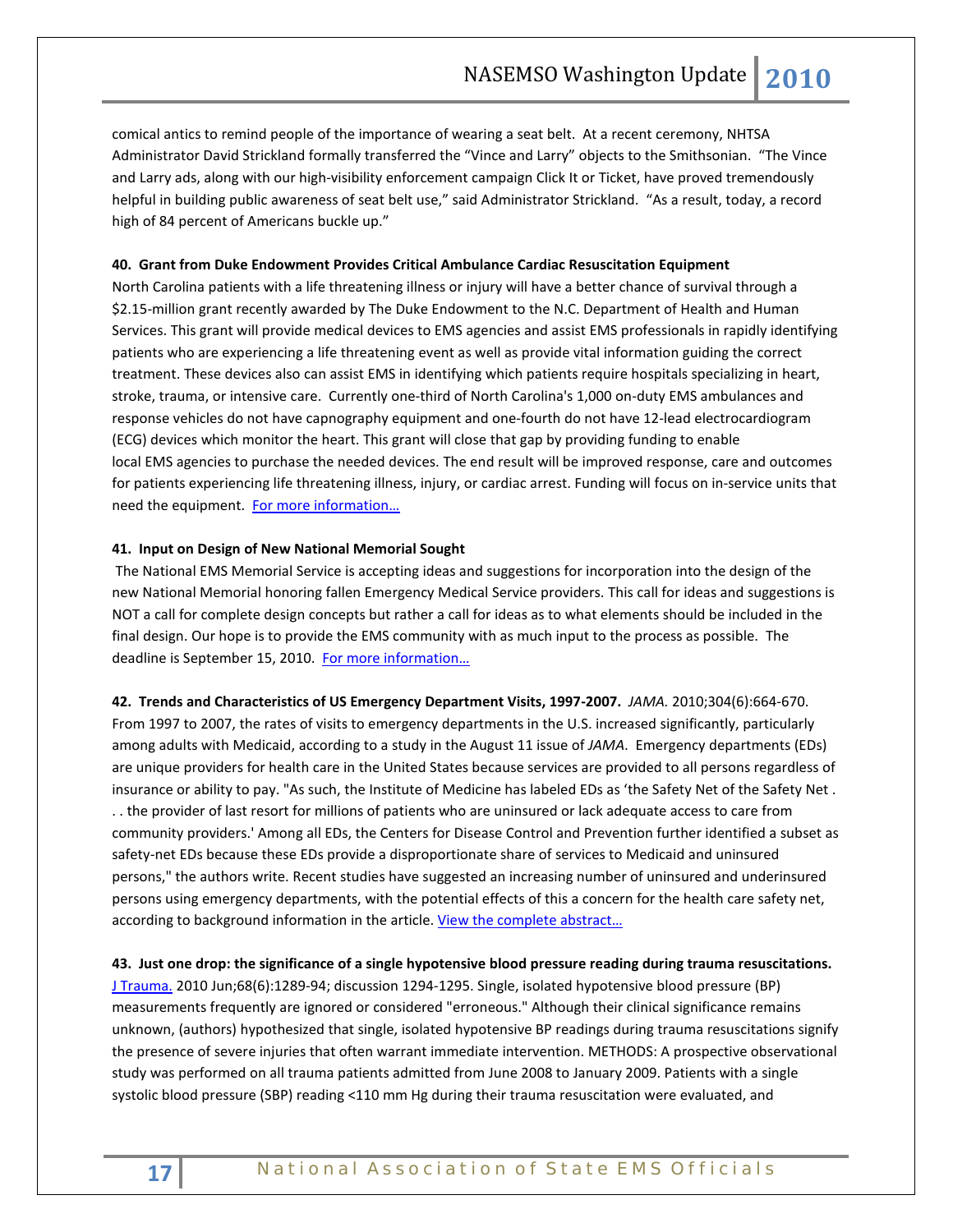comical antics to remind people of the importance of wearing a seat belt. At a recent ceremony, NHTSA Administrator David Strickland formally transferred the "Vince and Larry" objects to the Smithsonian. "The Vince and Larry ads, along with our high-visibility enforcement campaign Click It or Ticket, have proved tremendously helpful in building public awareness of seat belt use," said Administrator Strickland. "As a result, today, a record high of 84 percent of Americans buckle up."

**40. Grant from Duke Endowment Provides Critical Ambulance Cardiac Resuscitation Equipment**

North Carolina patients with a life threatening illness or injury will have a better chance of survival through a $2.15-million grant recently awarded by The Duke Endowment to the N.C. Department of Health and Human Services. This grant will provide medical devices to EMS agencies and assist EMS professionals in rapidly identifying patients who are experiencing a life threatening event as well as provide vital information guiding the correct treatment. These devices also can assist EMS in identifying which patients require hospitals specializing in heart, stroke, trauma, or intensive care. Currently one-third of North Carolina's 1,000 on-duty EMS ambulances and response vehicles do not have capnography equipment and one-fourth do not have 12-lead electrocardiogram (ECG) devices which monitor the heart. This grant will close that gap by providing funding to enable local EMS agencies to purchase the needed devices. The end result will be improved response, care and outcomes for patients experiencing life threatening illness, injury, or cardiac arrest. Funding will focus on in-service units that need the equipment. For more information…

**41. Input on Design of New National Memorial Sought**

The National EMS Memorial Service is accepting ideas and suggestions for incorporation into the design of the new National Memorial honoring fallen Emergency Medical Service providers. This call for ideas and suggestions is NOT a call for complete design concepts but rather a call for ideas as to what elements should be included in the final design. Our hope is to provide the EMS community with as much input to the process as possible. The deadline is September 15, 2010. For more information…

**42. Trends and Characteristics of US Emergency Department Visits, 1997-2007.** *JAMA.* 2010;304(6):664-670. From 1997 to 2007, the rates of visits to emergency departments in the U.S. increased significantly, particularly among adults with Medicaid, according to a study in the August 11 issue of *JAMA*. Emergency departments (EDs) are unique providers for health care in the United States because services are provided to all persons regardless of insurance or ability to pay. "As such, the Institute of Medicine has labeled EDs as 'the Safety Net of the Safety Net . . . the provider of last resort for millions of patients who are uninsured or lack adequate access to care from community providers.' Among all EDs, the Centers for Disease Control and Prevention further identified a subset as safety-net EDs because these EDs provide a disproportionate share of services to Medicaid and uninsured persons," the authors write. Recent studies have suggested an increasing number of uninsured and underinsured persons using emergency departments, with the potential effects of this a concern for the health care safety net, according to background information in the article. View the complete abstract…

**43. Just one drop: the significance of a single hypotensive blood pressure reading during trauma resuscitations.** J Trauma. 2010 Jun;68(6):1289-94; discussion 1294-1295. Single, isolated hypotensive blood pressure (BP) measurements frequently are ignored or considered "erroneous." Although their clinical significance remains unknown, (authors) hypothesized that single, isolated hypotensive BP readings during trauma resuscitations signify the presence of severe injuries that often warrant immediate intervention. METHODS: A prospective observational study was performed on all trauma patients admitted from June 2008 to January 2009. Patients with a single systolic blood pressure (SBP) reading <110 mm Hg during their trauma resuscitation were evaluated, and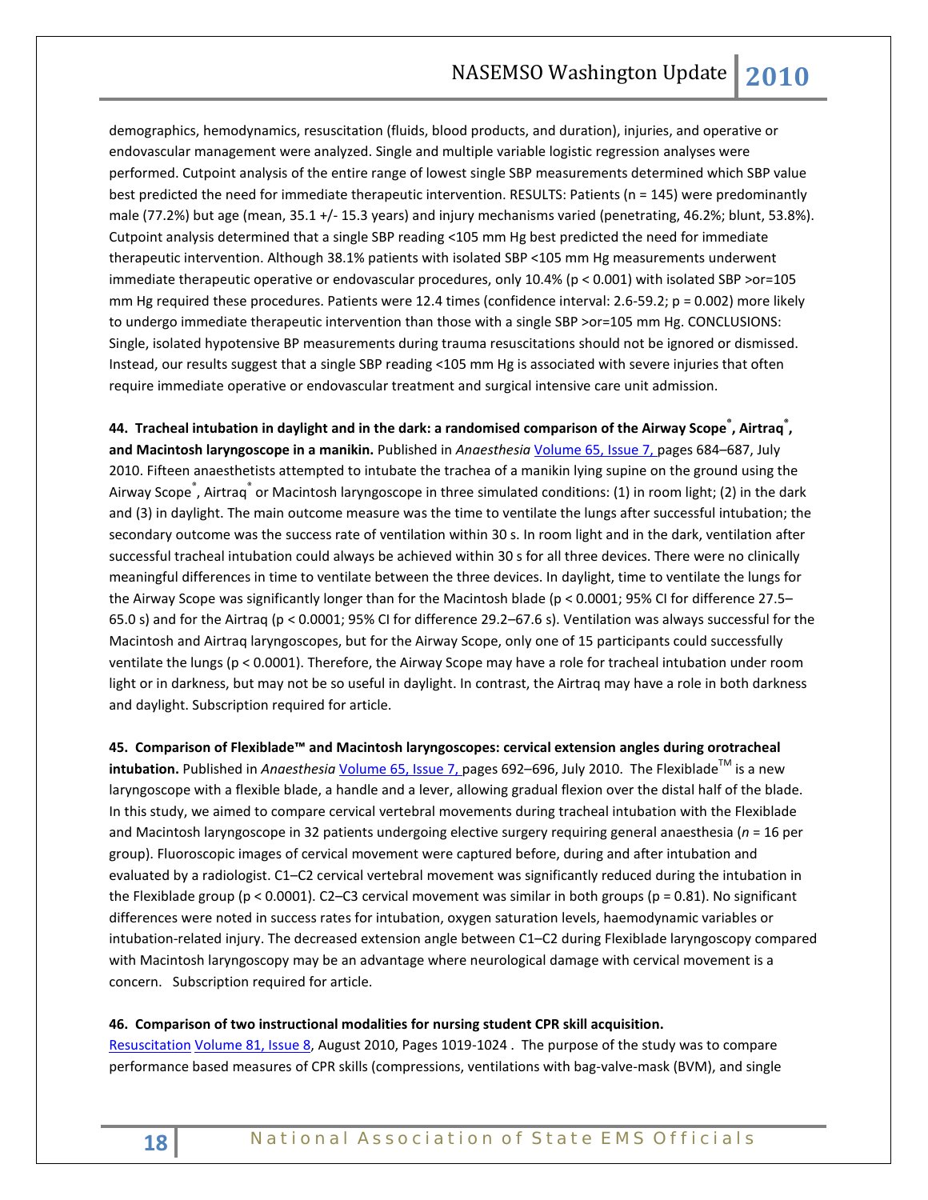demographics, hemodynamics, resuscitation (fluids, blood products, and duration), injuries, and operative or endovascular management were analyzed. Single and multiple variable logistic regression analyses were performed. Cutpoint analysis of the entire range of lowest single SBP measurements determined which SBP value best predicted the need for immediate therapeutic intervention. RESULTS: Patients (n = 145) were predominantly male (77.2%) but age (mean, 35.1 +/- 15.3 years) and injury mechanisms varied (penetrating, 46.2%; blunt, 53.8%). Cutpoint analysis determined that a single SBP reading <105 mm Hg best predicted the need for immediate therapeutic intervention. Although 38.1% patients with isolated SBP <105 mm Hg measurements underwent immediate therapeutic operative or endovascular procedures, only 10.4% (p < 0.001) with isolated SBP >or=105 mm Hg required these procedures. Patients were 12.4 times (confidence interval: 2.6-59.2; p = 0.002) more likely to undergo immediate therapeutic intervention than those with a single SBP >or=105 mm Hg. CONCLUSIONS: Single, isolated hypotensive BP measurements during trauma resuscitations should not be ignored or dismissed. Instead, our results suggest that a single SBP reading <105 mm Hg is associated with severe injuries that often require immediate operative or endovascular treatment and surgical intensive care unit admission.

**44. Tracheal intubation in daylight and in the dark: a randomised comparison of the Airway Scope®, Airtraq®, and Macintosh laryngoscope in a manikin.** Published in *Anaesthesia* Volume 65, Issue 7, pages 684–687, July 2010. Fifteen anaesthetists attempted to intubate the trachea of a manikin lying supine on the ground using the Airway Scope®, Airtraq® or Macintosh laryngoscope in three simulated conditions: (1) in room light; (2) in the dark and (3) in daylight. The main outcome measure was the time to ventilate the lungs after successful intubation; the secondary outcome was the success rate of ventilation within 30 s. In room light and in the dark, ventilation after successful tracheal intubation could always be achieved within 30 s for all three devices. There were no clinically meaningful differences in time to ventilate between the three devices. In daylight, time to ventilate the lungs for the Airway Scope was significantly longer than for the Macintosh blade (p < 0.0001; 95% CI for difference 27.5–65.0 s) and for the Airtraq (p < 0.0001; 95% CI for difference 29.2–67.6 s). Ventilation was always successful for the Macintosh and Airtraq laryngoscopes, but for the Airway Scope, only one of 15 participants could successfully ventilate the lungs (p < 0.0001). Therefore, the Airway Scope may have a role for tracheal intubation under room light or in darkness, but may not be so useful in daylight. In contrast, the Airtraq may have a role in both darkness and daylight. Subscription required for article.

**45. Comparison of Flexiblade™ and Macintosh laryngoscopes: cervical extension angles during orotracheal intubation.** Published in *Anaesthesia* Volume 65, Issue 7, pages 692–696, July 2010. The Flexiblade™ is a new laryngoscope with a flexible blade, a handle and a lever, allowing gradual flexion over the distal half of the blade. In this study, we aimed to compare cervical vertebral movements during tracheal intubation with the Flexiblade and Macintosh laryngoscope in 32 patients undergoing elective surgery requiring general anaesthesia (*n* = 16 per group). Fluoroscopic images of cervical movement were captured before, during and after intubation and evaluated by a radiologist. C1–C2 cervical vertebral movement was significantly reduced during the intubation in the Flexiblade group (p < 0.0001). C2–C3 cervical movement was similar in both groups (p = 0.81). No significant differences were noted in success rates for intubation, oxygen saturation levels, haemodynamic variables or intubation-related injury. The decreased extension angle between C1–C2 during Flexiblade laryngoscopy compared with Macintosh laryngoscopy may be an advantage where neurological damage with cervical movement is a concern. Subscription required for article.

**46. Comparison of two instructional modalities for nursing student CPR skill acquisition.**
Resuscitation Volume 81, Issue 8, August 2010, Pages 1019-1024 . The purpose of the study was to compare performance based measures of CPR skills (compressions, ventilations with bag-valve-mask (BVM), and single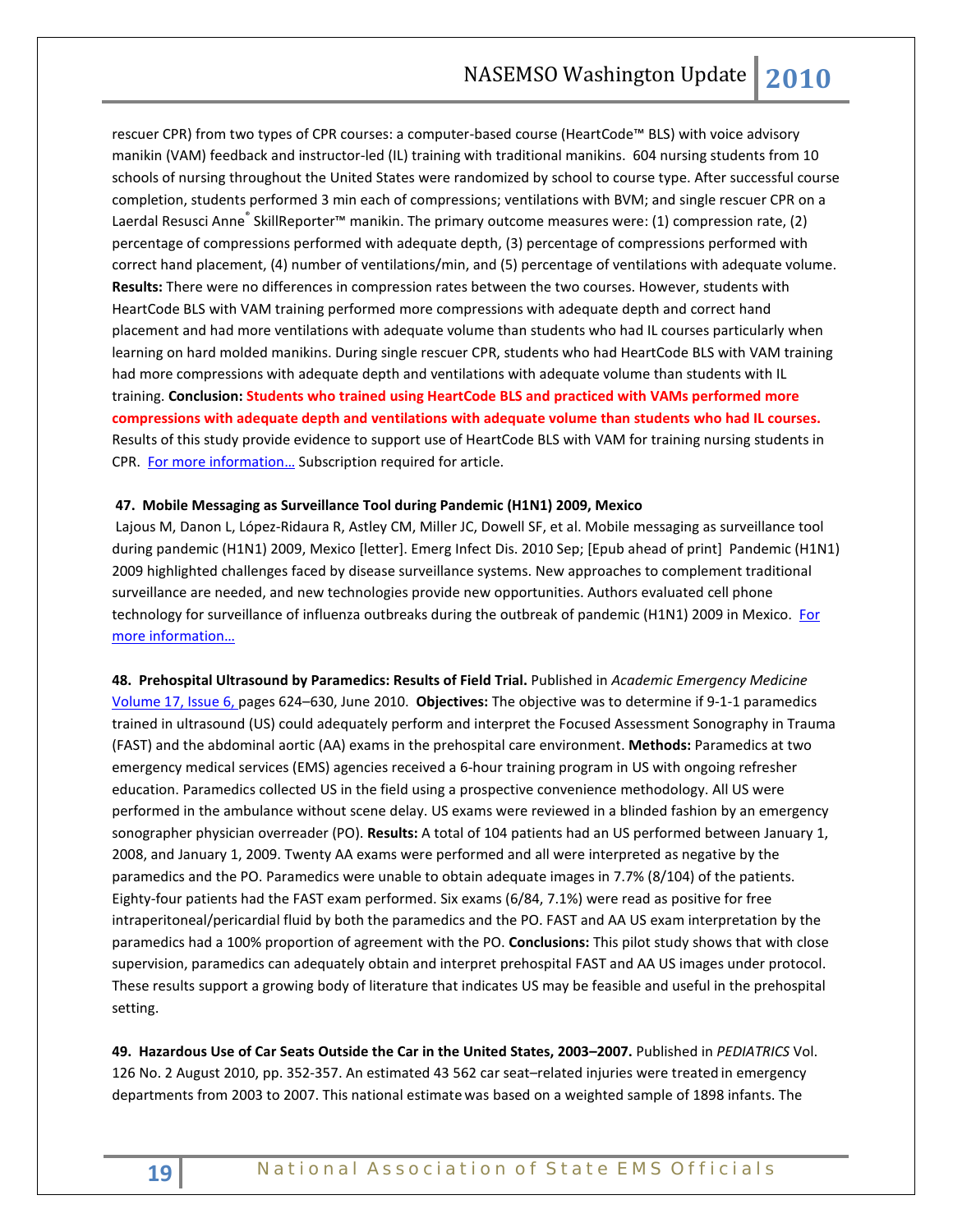rescuer CPR) from two types of CPR courses: a computer-based course (HeartCode™ BLS) with voice advisory manikin (VAM) feedback and instructor-led (IL) training with traditional manikins. 604 nursing students from 10 schools of nursing throughout the United States were randomized by school to course type. After successful course completion, students performed 3 min each of compressions; ventilations with BVM; and single rescuer CPR on a Laerdal Resusci Anne® SkillReporter™ manikin. The primary outcome measures were: (1) compression rate, (2) percentage of compressions performed with adequate depth, (3) percentage of compressions performed with correct hand placement, (4) number of ventilations/min, and (5) percentage of ventilations with adequate volume. **Results:** There were no differences in compression rates between the two courses. However, students with HeartCode BLS with VAM training performed more compressions with adequate depth and correct hand placement and had more ventilations with adequate volume than students who had IL courses particularly when learning on hard molded manikins. During single rescuer CPR, students who had HeartCode BLS with VAM training had more compressions with adequate depth and ventilations with adequate volume than students with IL training. **Conclusion: Students who trained using HeartCode BLS and practiced with VAMs performed more compressions with adequate depth and ventilations with adequate volume than students who had IL courses.** Results of this study provide evidence to support use of HeartCode BLS with VAM for training nursing students in CPR. [For more information…] Subscription required for article.

**47. Mobile Messaging as Surveillance Tool during Pandemic (H1N1) 2009, Mexico**

Lajous M, Danon L, López-Ridaura R, Astley CM, Miller JC, Dowell SF, et al. Mobile messaging as surveillance tool during pandemic (H1N1) 2009, Mexico [letter]. Emerg Infect Dis. 2010 Sep; [Epub ahead of print] Pandemic (H1N1) 2009 highlighted challenges faced by disease surveillance systems. New approaches to complement traditional surveillance are needed, and new technologies provide new opportunities. Authors evaluated cell phone technology for surveillance of influenza outbreaks during the outbreak of pandemic (H1N1) 2009 in Mexico. [For more information…]

**48. Prehospital Ultrasound by Paramedics: Results of Field Trial.** Published in *Academic Emergency Medicine* Volume 17, Issue 6, pages 624–630, June 2010. **Objectives:** The objective was to determine if 9-1-1 paramedics trained in ultrasound (US) could adequately perform and interpret the Focused Assessment Sonography in Trauma (FAST) and the abdominal aortic (AA) exams in the prehospital care environment. **Methods:** Paramedics at two emergency medical services (EMS) agencies received a 6-hour training program in US with ongoing refresher education. Paramedics collected US in the field using a prospective convenience methodology. All US were performed in the ambulance without scene delay. US exams were reviewed in a blinded fashion by an emergency sonographer physician overreader (PO). **Results:** A total of 104 patients had an US performed between January 1, 2008, and January 1, 2009. Twenty AA exams were performed and all were interpreted as negative by the paramedics and the PO. Paramedics were unable to obtain adequate images in 7.7% (8/104) of the patients. Eighty-four patients had the FAST exam performed. Six exams (6/84, 7.1%) were read as positive for free intraperitoneal/pericardial fluid by both the paramedics and the PO. FAST and AA US exam interpretation by the paramedics had a 100% proportion of agreement with the PO. **Conclusions:** This pilot study shows that with close supervision, paramedics can adequately obtain and interpret prehospital FAST and AA US images under protocol. These results support a growing body of literature that indicates US may be feasible and useful in the prehospital setting.

**49. Hazardous Use of Car Seats Outside the Car in the United States, 2003–2007.** Published in *PEDIATRICS* Vol. 126 No. 2 August 2010, pp. 352-357. An estimated 43 562 car seat–related injuries were treated in emergency departments from 2003 to 2007. This national estimate was based on a weighted sample of 1898 infants. The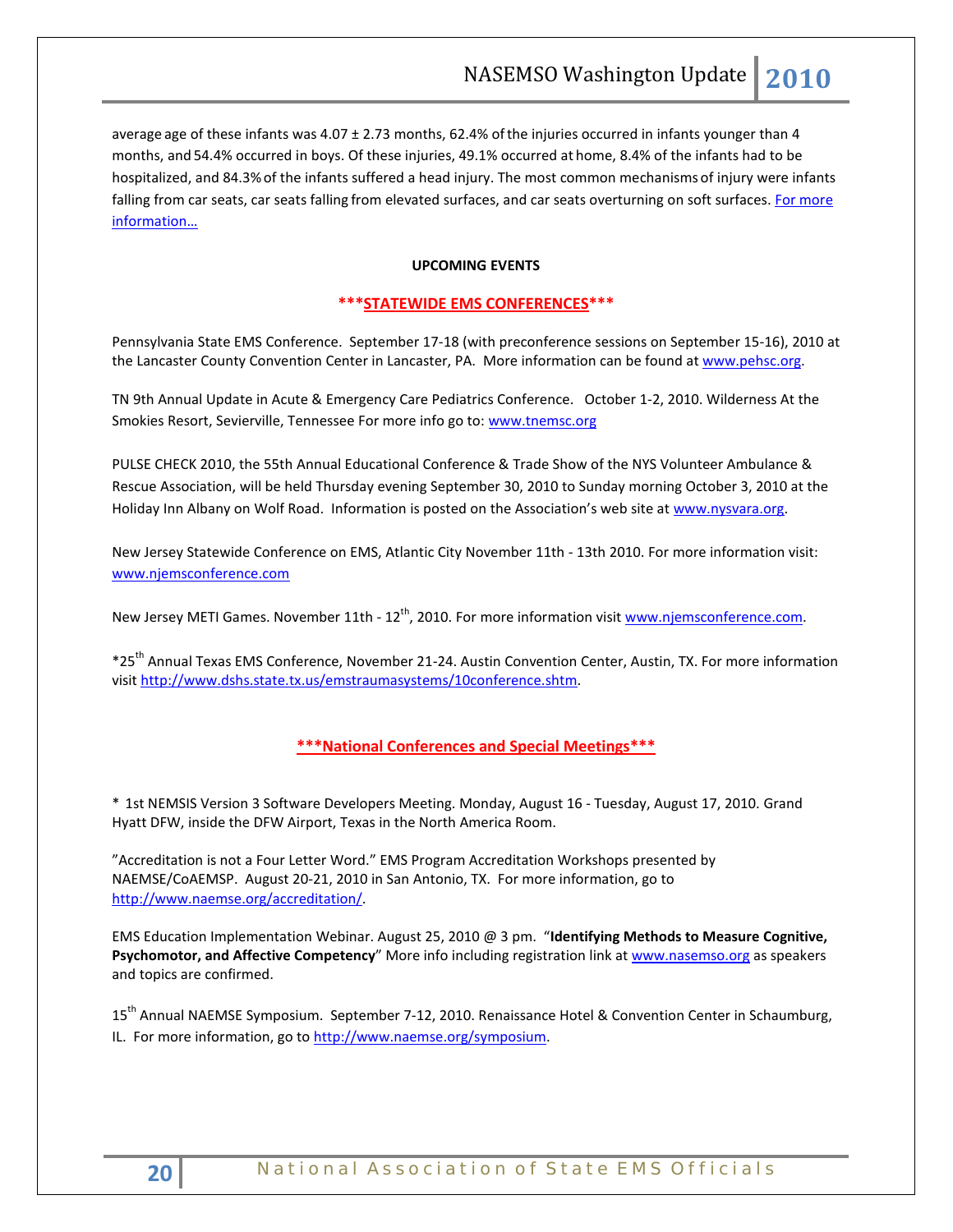average age of these infants was 4.07 ± 2.73 months, 62.4% of the injuries occurred in infants younger than 4 months, and 54.4% occurred in boys. Of these injuries, 49.1% occurred at home, 8.4% of the infants had to be hospitalized, and 84.3% of the infants suffered a head injury. The most common mechanisms of injury were infants falling from car seats, car seats falling from elevated surfaces, and car seats overturning on soft surfaces. For more information…

**UPCOMING EVENTS**

**\*\*\*STATEWIDE EMS CONFERENCES\*\*\***

Pennsylvania State EMS Conference. September 17-18 (with preconference sessions on September 15-16), 2010 at the Lancaster County Convention Center in Lancaster, PA. More information can be found at www.pehsc.org.

TN 9th Annual Update in Acute & Emergency Care Pediatrics Conference. October 1-2, 2010. Wilderness At the Smokies Resort, Sevierville, Tennessee For more info go to: www.tnemsc.org

PULSE CHECK 2010, the 55th Annual Educational Conference & Trade Show of the NYS Volunteer Ambulance & Rescue Association, will be held Thursday evening September 30, 2010 to Sunday morning October 3, 2010 at the Holiday Inn Albany on Wolf Road. Information is posted on the Association's web site at www.nysvara.org.

New Jersey Statewide Conference on EMS, Atlantic City November 11th - 13th 2010. For more information visit: www.njemsconference.com

New Jersey METI Games. November 11th - 12th, 2010. For more information visit www.njemsconference.com.

*25th Annual Texas EMS Conference, November 21-24. Austin Convention Center, Austin, TX. For more information visit http://www.dshs.state.tx.us/emstraumasystems/10conference.shtm.

**\*\*\*National Conferences and Special Meetings\*\*\***

\* 1st NEMSIS Version 3 Software Developers Meeting. Monday, August 16 - Tuesday, August 17, 2010. Grand Hyatt DFW, inside the DFW Airport, Texas in the North America Room.

"Accreditation is not a Four Letter Word." EMS Program Accreditation Workshops presented by NAEMSE/CoAEMSP. August 20-21, 2010 in San Antonio, TX. For more information, go to http://www.naemse.org/accreditation/.

EMS Education Implementation Webinar. August 25, 2010 @ 3 pm. "**Identifying Methods to Measure Cognitive, Psychomotor, and Affective Competency**" More info including registration link at www.nasemso.org as speakers and topics are confirmed.

15th Annual NAEMSE Symposium. September 7-12, 2010. Renaissance Hotel & Convention Center in Schaumburg, IL. For more information, go to http://www.naemse.org/symposium.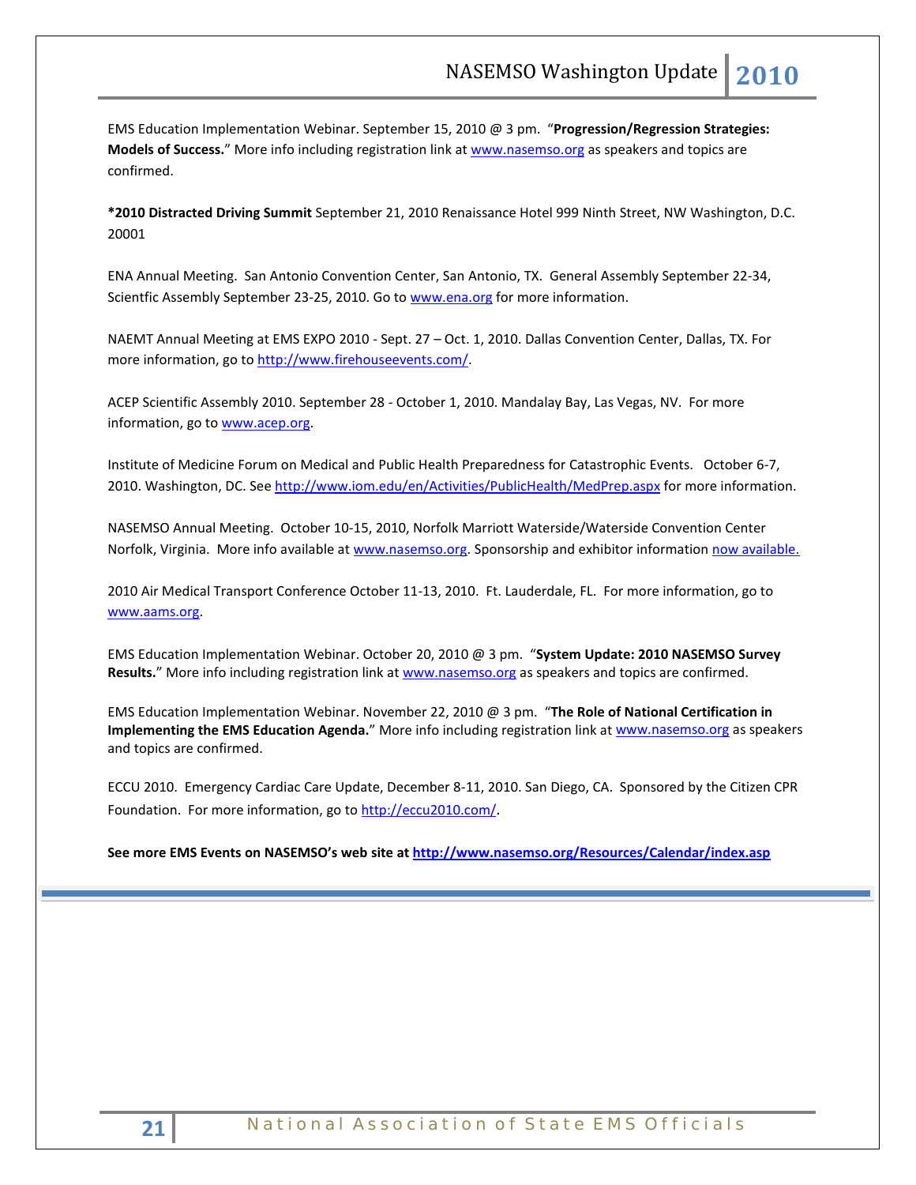EMS Education Implementation Webinar. September 15, 2010 @ 3 pm. "**Progression/Regression Strategies: Models of Success.**" More info including registration link at [www.nasemso.org](http://www.nasemso.org) as speakers and topics are confirmed.

***2010 Distracted Driving Summit** September 21, 2010 Renaissance Hotel 999 Ninth Street, NW Washington, D.C. 20001

ENA Annual Meeting. San Antonio Convention Center, San Antonio, TX. General Assembly September 22-34, Scientfic Assembly September 23-25, 2010. Go to [www.ena.org](http://www.ena.org) for more information.

NAEMT Annual Meeting at EMS EXPO 2010 - Sept. 27 – Oct. 1, 2010. Dallas Convention Center, Dallas, TX. For more information, go to [http://www.firehouseevents.com/](http://www.firehouseevents.com/).

ACEP Scientific Assembly 2010. September 28 - October 1, 2010. Mandalay Bay, Las Vegas, NV. For more information, go to [www.acep.org](http://www.acep.org).

Institute of Medicine Forum on Medical and Public Health Preparedness for Catastrophic Events. October 6-7, 2010. Washington, DC. See [http://www.iom.edu/en/Activities/PublicHealth/MedPrep.aspx](http://www.iom.edu/en/Activities/PublicHealth/MedPrep.aspx) for more information.

NASEMSO Annual Meeting. October 10-15, 2010, Norfolk Marriott Waterside/Waterside Convention Center Norfolk, Virginia. More info available at [www.nasemso.org](http://www.nasemso.org). Sponsorship and exhibitor information now available.

2010 Air Medical Transport Conference October 11-13, 2010. Ft. Lauderdale, FL. For more information, go to [www.aams.org](http://www.aams.org).

EMS Education Implementation Webinar. October 20, 2010 @ 3 pm. "**System Update: 2010 NASEMSO Survey Results.**" More info including registration link at [www.nasemso.org](http://www.nasemso.org) as speakers and topics are confirmed.

EMS Education Implementation Webinar. November 22, 2010 @ 3 pm. "**The Role of National Certification in Implementing the EMS Education Agenda.**" More info including registration link at [www.nasemso.org](http://www.nasemso.org) as speakers and topics are confirmed.

ECCU 2010. Emergency Cardiac Care Update, December 8-11, 2010. San Diego, CA. Sponsored by the Citizen CPR Foundation. For more information, go to [http://eccu2010.com/](http://eccu2010.com/).

**See more EMS Events on NASEMSO's web site at [http://www.nasemso.org/Resources/Calendar/index.asp](http://www.nasemso.org/Resources/Calendar/index.asp)**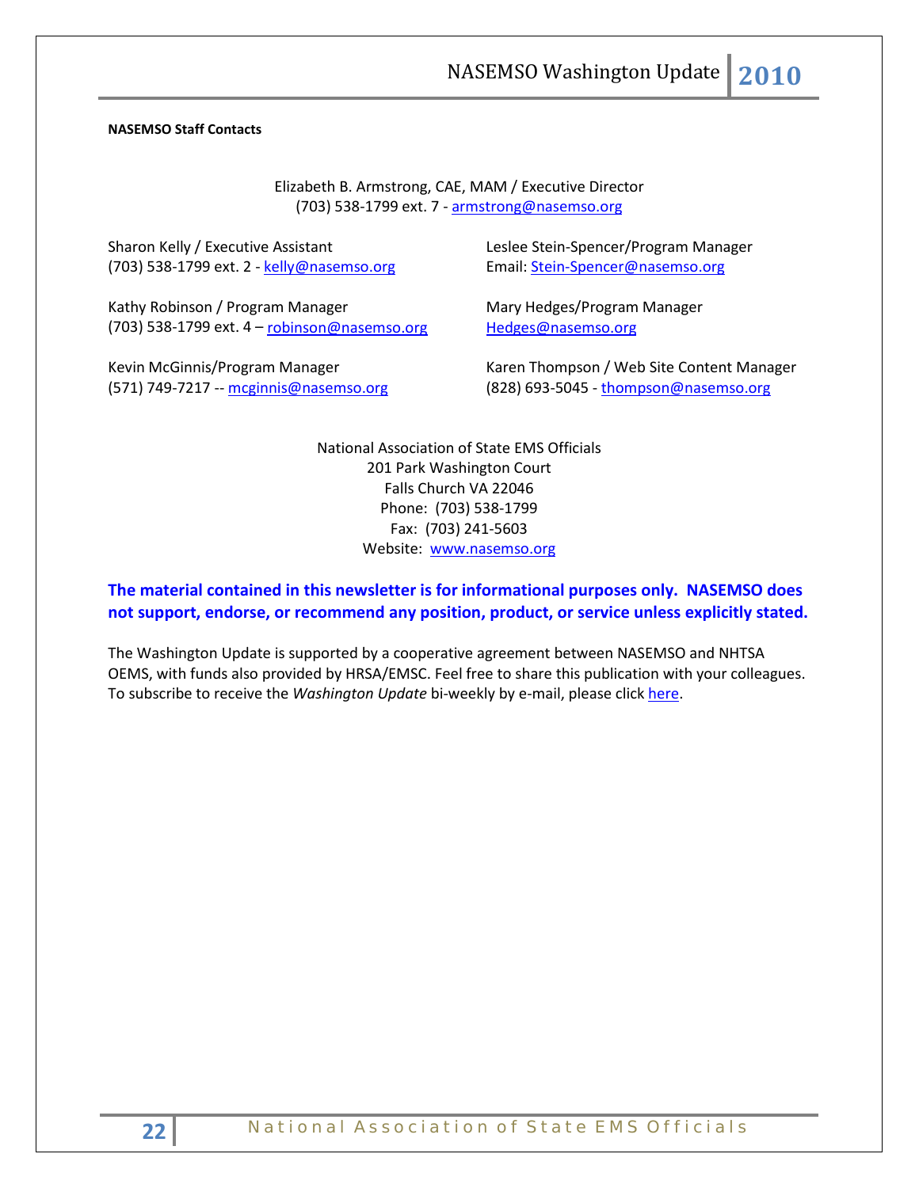**NASEMSO Staff Contacts**

Elizabeth B. Armstrong, CAE, MAM / Executive Director
(703) 538-1799 ext. 7 - armstrong@nasemso.org

Sharon Kelly / Executive Assistant
(703) 538-1799 ext. 2 - kelly@nasemso.org

Kathy Robinson / Program Manager
(703) 538-1799 ext. 4 – robinson@nasemso.org

Kevin McGinnis/Program Manager
(571) 749-7217 -- mcginnis@nasemso.org

Leslee Stein-Spencer/Program Manager
Email: Stein-Spencer@nasemso.org

Mary Hedges/Program Manager
Hedges@nasemso.org

Karen Thompson / Web Site Content Manager
(828) 693-5045 - thompson@nasemso.org

National Association of State EMS Officials
201 Park Washington Court
Falls Church VA 22046
Phone: (703) 538-1799
Fax: (703) 241-5603
Website: www.nasemso.org

**The material contained in this newsletter is for informational purposes only. NASEMSO does not support, endorse, or recommend any position, product, or service unless explicitly stated.**

The Washington Update is supported by a cooperative agreement between NASEMSO and NHTSA OEMS, with funds also provided by HRSA/EMSC. Feel free to share this publication with your colleagues. To subscribe to receive the *Washington Update* bi-weekly by e-mail, please click here.